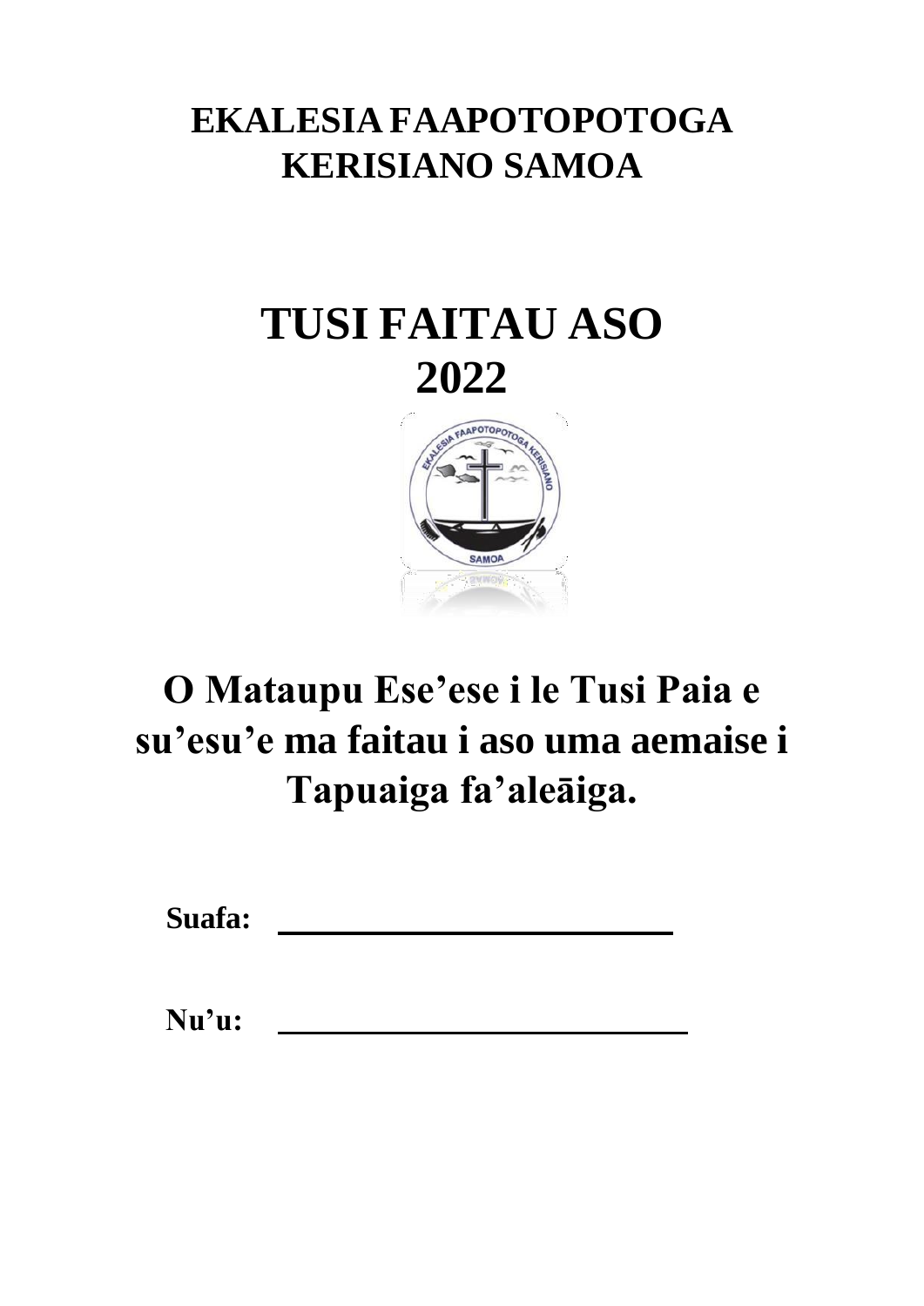# EKALESIA FAAPOTOPOTOGA KERISIANO SAMOA

# TUSI FAITAU ASO 2022

## O Mataupu Ese'ese i le Tusi Paia e su'esu'e ma faitau i aso uma aemaise i Tapuaiga fa'aleāiga.

**Suafa:** ___________________________

**Nu'u:** ___________________________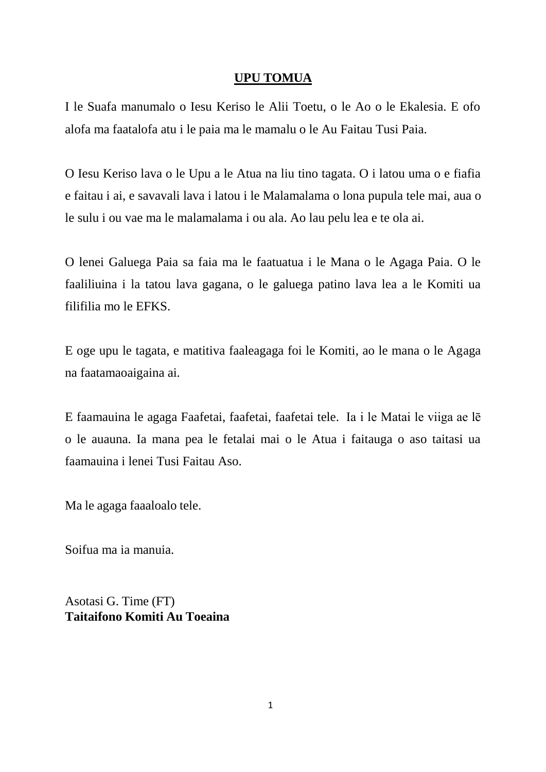## UPU TOMUA

I le Suafa manumalo o Iesu Keriso le Alii Toetu, o le Ao o le Ekalesia. E ofo alofa ma faatalofa atu i le paia ma le mamalu o le Au Faitau Tusi Paia.

O Iesu Keriso lava o le Upu a le Atua na liu tino tagata. O i latou uma o e fiafia e faitau i ai, e savavali lava i latou i le Malamalama o lona pupula tele mai, aua o le sulu i ou vae ma le malamalama i ou ala. Ao lau pelu lea e te ola ai.

O lenei Galuega Paia sa faia ma le faatuatua i le Mana o le Agaga Paia. O le faaliliuina i la tatou lava gagana, o le galuega patino lava lea a le Komiti ua filifilia mo le EFKS.

E oge upu le tagata, e matitiva faaleagaga foi le Komiti, ao le mana o le Agaga na faatamaoaigaina ai.

E faamauina le agaga Faafetai, faafetai, faafetai tele. Ia i le Matai le viiga ae lē o le auauna. Ia mana pea le fetalai mai o le Atua i faitauga o aso taitasi ua faamauina i lenei Tusi Faitau Aso.

Ma le agaga faaaloalo tele.

Soifua ma ia manuia.

Asotasi G. Time (FT)
**Taitaifono Komiti Au Toeaina**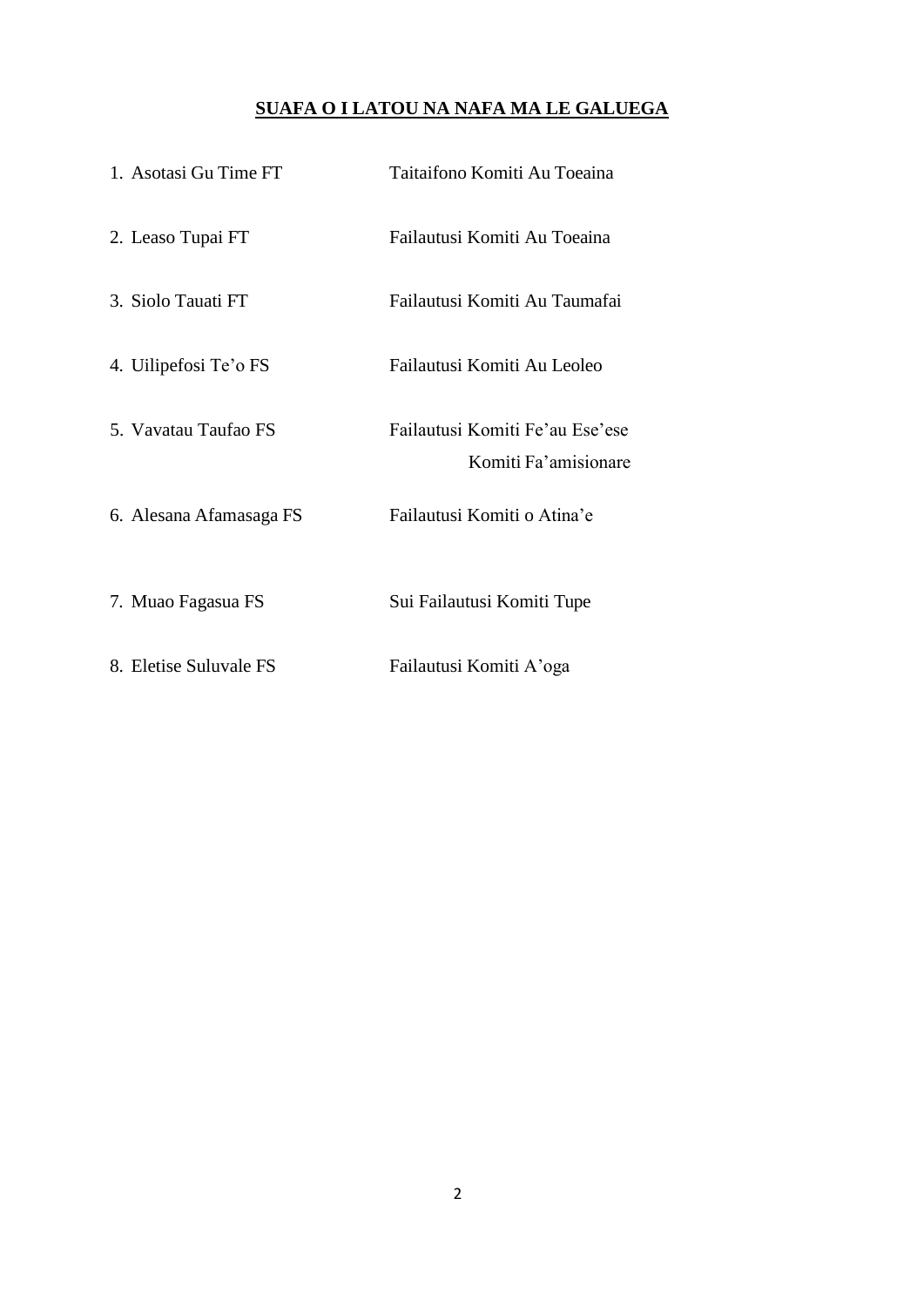## SUAFA O I LATOU NA NAFA MA LE GALUEGA

| | |
|---|---|
| 1. Asotasi Gu Time FT | Taitaifono Komiti Au Toeaina |
| 2. Leaso Tupai FT | Failautusi Komiti Au Toeaina |
| 3. Siolo Tauati FT | Failautusi Komiti Au Taumafai |
| 4. Uilipefosi Te'o FS | Failautusi Komiti Au Leoleo |
| 5. Vavatau Taufao FS | Failautusi Komiti Fe'au Ese'ese Komiti Fa'amisionare |
| 6. Alesana Afamasaga FS | Failautusi Komiti o Atina'e |
| 7. Muao Fagasua FS | Sui Failautusi Komiti Tupe |
| 8. Eletise Suluvale FS | Failautusi Komiti A'oga |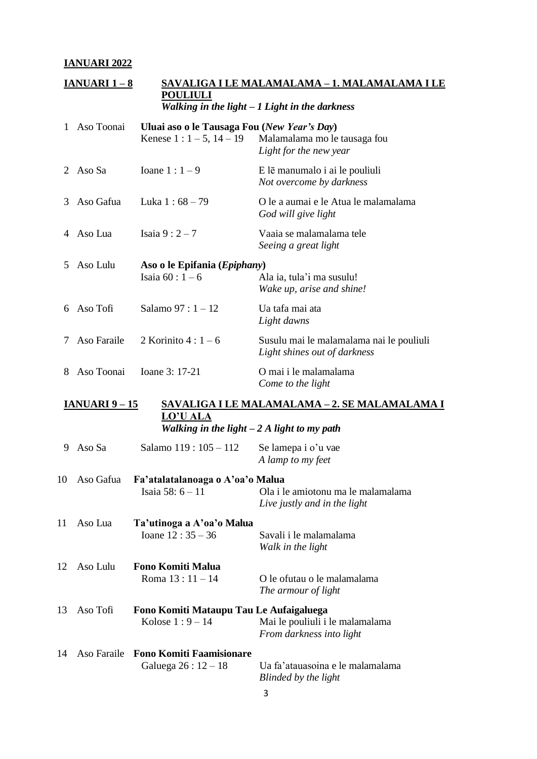**IANUARI 2022**

**IANUARI 1 – 8** **SAVALIGA I LE MALAMALAMA – 1. MALAMALAMA I LE POULIULI**
***Walking in the light – 1 Light in the darkness***

| | | | |
|---|---|---|---|
| 1 | Aso Toonai | **Uluai aso o le Tausaga Fou (*New Year's Day*)** | |
| | | Kenese 1 : 1 – 5, 14 – 19 | Malamalama mo le tausaga fou<br>*Light for the new year* |
| 2 | Aso Sa | Ioane 1 : 1 – 9 | E lē manumalo i ai le pouliuli<br>*Not overcome by darkness* |
| 3 | Aso Gafua | Luka 1 : 68 – 79 | O le a aumai e le Atua le malamalama<br>*God will give light* |
| 4 | Aso Lua | Isaia 9 : 2 – 7 | Vaaia se malamalama tele<br>*Seeing a great light* |
| 5 | Aso Lulu | **Aso o le Epifania (*Epiphany*)** | |
| | | Isaia 60 : 1 – 6 | Ala ia, tula'i ma susulu!<br>*Wake up, arise and shine!* |
| 6 | Aso Tofi | Salamo 97 : 1 – 12 | Ua tafa mai ata<br>*Light dawns* |
| 7 | Aso Faraile | 2 Korinito 4 : 1 – 6 | Susulu mai le malamalama nai le pouliuli<br>*Light shines out of darkness* |
| 8 | Aso Toonai | Ioane 3: 17-21 | O mai i le malamalama<br>*Come to the light* |

**IANUARI 9 – 15** **SAVALIGA I LE MALAMALAMA – 2. SE MALAMALAMA I LO'U ALA**
***Walking in the light – 2 A light to my path***

| | | | |
|---|---|---|---|
| 9 | Aso Sa | Salamo 119 : 105 – 112 | Se lamepa i o'u vae<br>*A lamp to my feet* |
| 10 | Aso Gafua | **Fa'atalatalanoaga o A'oa'o Malua** | |
| | | Isaia 58: 6 – 11 | Ola i le amiotonu ma le malamalama<br>*Live justly and in the light* |
| 11 | Aso Lua | **Ta'utinoga a A'oa'o Malua** | |
| | | Ioane 12 : 35 – 36 | Savali i le malamalama<br>*Walk in the light* |
| 12 | Aso Lulu | **Fono Komiti Malua** | |
| | | Roma 13 : 11 – 14 | O le ofutau o le malamalama<br>*The armour of light* |
| 13 | Aso Tofi | **Fono Komiti Mataupu Tau Le Aufaigaluega** | |
| | | Kolose 1 : 9 – 14 | Mai le pouliuli i le malamalama<br>*From darkness into light* |
| 14 | Aso Faraile | **Fono Komiti Faamisionare** | |
| | | Galuega 26 : 12 – 18 | Ua fa'atauasoina e le malamalama<br>*Blinded by the light* |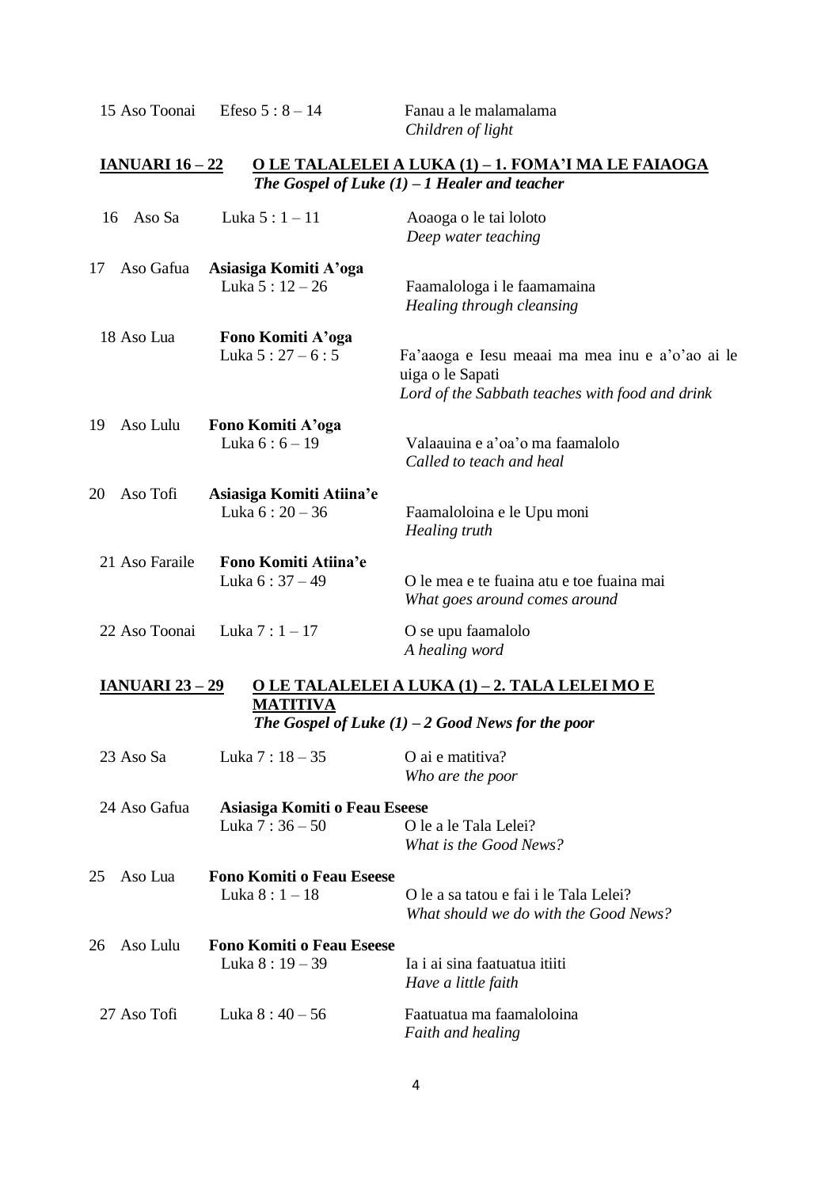| | | |
|---|---|---|
| 15 Aso Toonai | Efeso 5 : 8 – 14 | Fanau a le malamalama<br>*Children of light* |

**IANUARI 16 – 22** **O LE TALALELEI A LUKA (1) – 1. FOMA'I MA LE FAIAOGA**
***The Gospel of Luke (1) – 1 Healer and teacher***

| | | |
|---|---|---|
| 16 Aso Sa | Luka 5 : 1 – 11 | Aoaoga o le tai loloto<br>*Deep water teaching* |
| 17 Aso Gafua | **Asiasiga Komiti A'oga**<br>Luka 5 : 12 – 26 | Faamalologa i le faamamaina<br>*Healing through cleansing* |
| 18 Aso Lua | **Fono Komiti A'oga**<br>Luka 5 : 27 – 6 : 5 | Fa'aaoga e Iesu meaai ma mea inu e a'o'ao ai le uiga o le Sapati<br>*Lord of the Sabbath teaches with food and drink* |
| 19 Aso Lulu | **Fono Komiti A'oga**<br>Luka 6 : 6 – 19 | Valaauina e a'oa'o ma faamalolo<br>*Called to teach and heal* |
| 20 Aso Tofi | **Asiasiga Komiti Atiina'e**<br>Luka 6 : 20 – 36 | Faamaloloina e le Upu moni<br>*Healing truth* |
| 21 Aso Faraile | **Fono Komiti Atiina'e**<br>Luka 6 : 37 – 49 | O le mea e te fuaina atu e toe fuaina mai<br>*What goes around comes around* |
| 22 Aso Toonai | Luka 7 : 1 – 17 | O se upu faamalolo<br>*A healing word* |

**IANUARI 23 – 29** **O LE TALALELEI A LUKA (1) – 2. TALA LELEI MO E MATITIVA**
***The Gospel of Luke (1) – 2 Good News for the poor***

| | | |
|---|---|---|
| 23 Aso Sa | Luka 7 : 18 – 35 | O ai e matitiva?<br>*Who are the poor* |
| 24 Aso Gafua | **Asiasiga Komiti o Feau Eseese**<br>Luka 7 : 36 – 50 | O le a le Tala Lelei?<br>*What is the Good News?* |
| 25 Aso Lua | **Fono Komiti o Feau Eseese**<br>Luka 8 : 1 – 18 | O le a sa tatou e fai i le Tala Lelei?<br>*What should we do with the Good News?* |
| 26 Aso Lulu | **Fono Komiti o Feau Eseese**<br>Luka 8 : 19 – 39 | Ia i ai sina faatuatua itiiti<br>*Have a little faith* |
| 27 Aso Tofi | Luka 8 : 40 – 56 | Faatuatua ma faamaloloina<br>*Faith and healing* |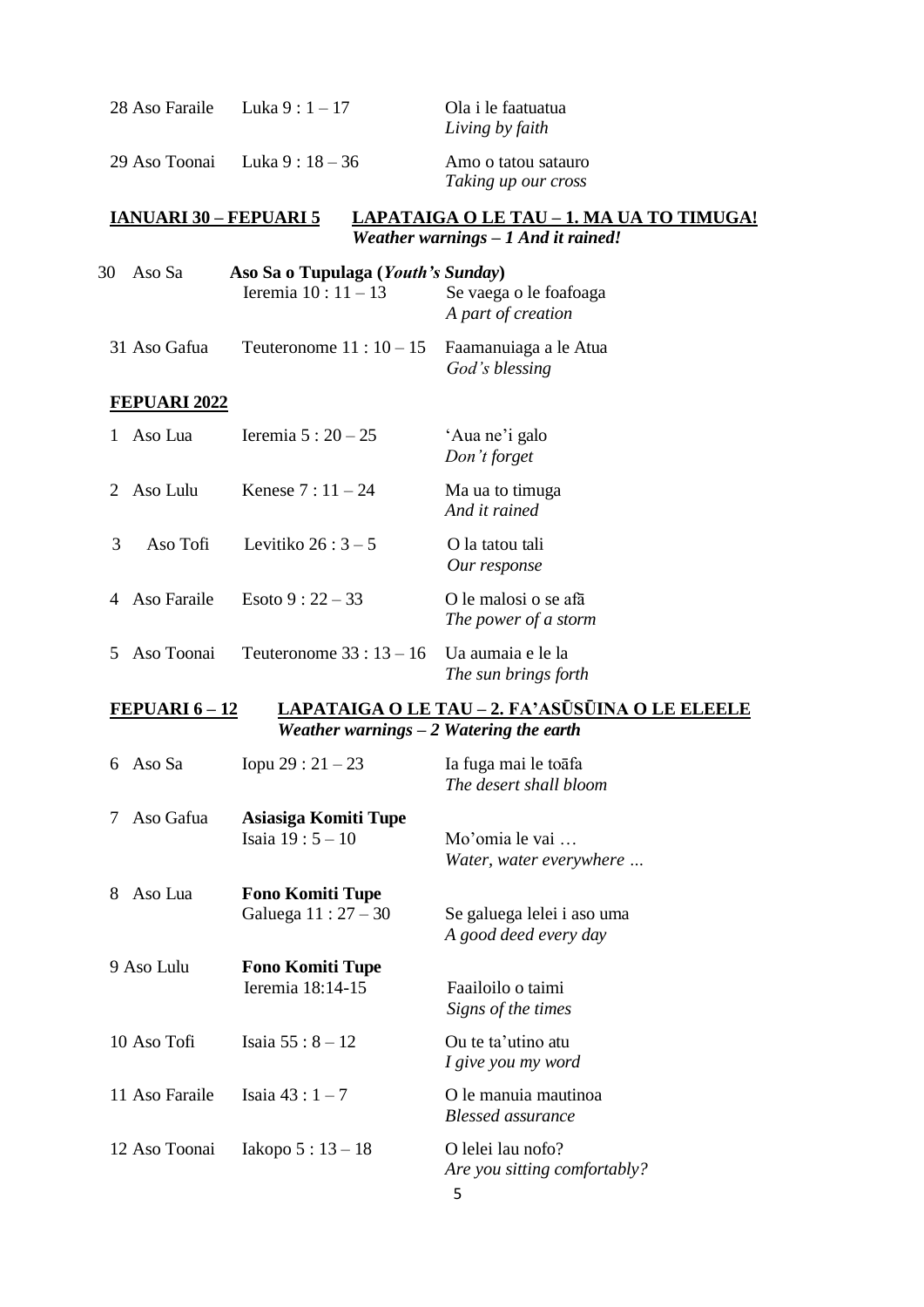| | | |
|---|---|---|
| 28 Aso Faraile | Luka 9 : 1 – 17 | Ola i le faatuatua<br>*Living by faith* |
| 29 Aso Toonai | Luka 9 : 18 – 36 | Amo o tatou satauro<br>*Taking up our cross* |

**IANUARI 30 – FEPUARI 5** **LAPATAIGA O LE TAU – 1. MA UA TO TIMUGA!**
***Weather warnings – 1 And it rained!***

| | | |
|---|---|---|
| 30 Aso Sa | **Aso Sa o Tupulaga (*Youth's Sunday*)**<br>Ieremia 10 : 11 – 13 | Se vaega o le foafoaga<br>*A part of creation* |
| 31 Aso Gafua | Teuteronome 11 : 10 – 15 | Faamanuiaga a le Atua<br>*God's blessing* |

**FEPUARI 2022**

| | | |
|---|---|---|
| 1 Aso Lua | Ieremia 5 : 20 – 25 | 'Aua ne'i galo<br>*Don't forget* |
| 2 Aso Lulu | Kenese 7 : 11 – 24 | Ma ua to timuga<br>*And it rained* |
| 3 Aso Tofi | Levitiko 26 : 3 – 5 | O la tatou tali<br>*Our response* |
| 4 Aso Faraile | Esoto 9 : 22 – 33 | O le malosi o se afā<br>*The power of a storm* |
| 5 Aso Toonai | Teuteronome 33 : 13 – 16 | Ua aumaia e le la<br>*The sun brings forth* |

**FEPUARI 6 – 12** **LAPATAIGA O LE TAU – 2. FA'ASŪSŪINA O LE ELEELE**
***Weather warnings – 2 Watering the earth***

| | | |
|---|---|---|
| 6 Aso Sa | Iopu 29 : 21 – 23 | Ia fuga mai le toāfa<br>*The desert shall bloom* |
| 7 Aso Gafua | **Asiasiga Komiti Tupe**<br>Isaia 19 : 5 – 10 | Mo'omia le vai …<br>*Water, water everywhere …* |
| 8 Aso Lua | **Fono Komiti Tupe**<br>Galuega 11 : 27 – 30 | Se galuega lelei i aso uma<br>*A good deed every day* |
| 9 Aso Lulu | **Fono Komiti Tupe**<br>Ieremia 18:14-15 | Faailoilo o taimi<br>*Signs of the times* |
| 10 Aso Tofi | Isaia 55 : 8 – 12 | Ou te ta'utino atu<br>*I give you my word* |
| 11 Aso Faraile | Isaia 43 : 1 – 7 | O le manuia mautinoa<br>*Blessed assurance* |
| 12 Aso Toonai | Iakopo 5 : 13 – 18 | O lelei lau nofo?<br>*Are you sitting comfortably?* |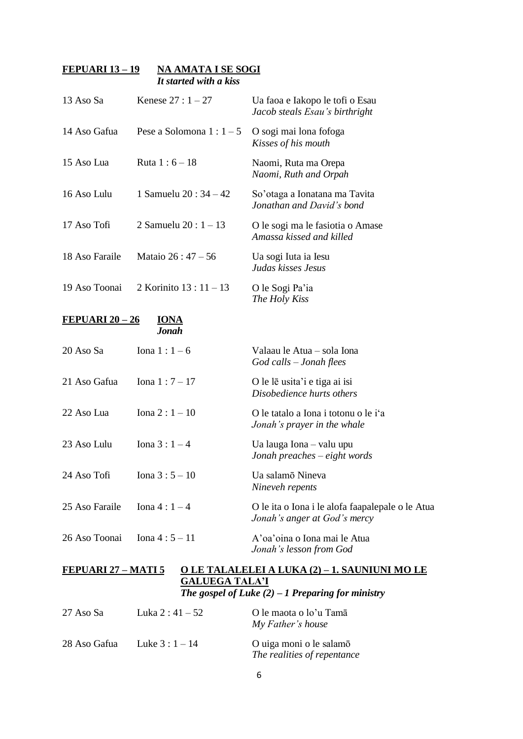**FEPUARI 13 – 19** **NA AMATA I SE SOGI**
*It started with a kiss*

| | | |
|---|---|---|
| 13 Aso Sa | Kenese 27 : 1 – 27 | Ua faoa e Iakopo le tofi o Esau<br>*Jacob steals Esau's birthright* |
| 14 Aso Gafua | Pese a Solomona 1 : 1 – 5 | O sogi mai lona fofoga<br>*Kisses of his mouth* |
| 15 Aso Lua | Ruta 1 : 6 – 18 | Naomi, Ruta ma Orepa<br>*Naomi, Ruth and Orpah* |
| 16 Aso Lulu | 1 Samuelu 20 : 34 – 42 | So'otaga a Ionatana ma Tavita<br>*Jonathan and David's bond* |
| 17 Aso Tofi | 2 Samuelu 20 : 1 – 13 | O le sogi ma le fasiotia o Amase<br>*Amassa kissed and killed* |
| 18 Aso Faraile | Mataio 26 : 47 – 56 | Ua sogi Iuta ia Iesu<br>*Judas kisses Jesus* |
| 19 Aso Toonai | 2 Korinito 13 : 11 – 13 | O le Sogi Pa'ia<br>*The Holy Kiss* |

**FEPUARI 20 – 26** **IONA**
*Jonah*

| | | |
|---|---|---|
| 20 Aso Sa | Iona 1 : 1 – 6 | Valaau le Atua – sola Iona<br>*God calls – Jonah flees* |
| 21 Aso Gafua | Iona 1 : 7 – 17 | O le lē usita'i e tiga ai isi<br>*Disobedience hurts others* |
| 22 Aso Lua | Iona 2 : 1 – 10 | O le tatalo a Iona i totonu o le i'a<br>*Jonah's prayer in the whale* |
| 23 Aso Lulu | Iona 3 : 1 – 4 | Ua lauga Iona – valu upu<br>*Jonah preaches – eight words* |
| 24 Aso Tofi | Iona 3 : 5 – 10 | Ua salamō Nineva<br>*Nineveh repents* |
| 25 Aso Faraile | Iona 4 : 1 – 4 | O le ita o Iona i le alofa faapalepale o le Atua<br>*Jonah's anger at God's mercy* |
| 26 Aso Toonai | Iona 4 : 5 – 11 | A'oa'oina o Iona mai le Atua<br>*Jonah's lesson from God* |

**FEPUARI 27 – MATI 5** **O LE TALALELEI A LUKA (2) – 1. SAUNIUNI MO LE GALUEGA TALA'I**
*The gospel of Luke (2) – 1 Preparing for ministry*

| | | |
|---|---|---|
| 27 Aso Sa | Luka 2 : 41 – 52 | O le maota o lo'u Tamā<br>*My Father's house* |
| 28 Aso Gafua | Luke 3 : 1 – 14 | O uiga moni o le salamō<br>*The realities of repentance* |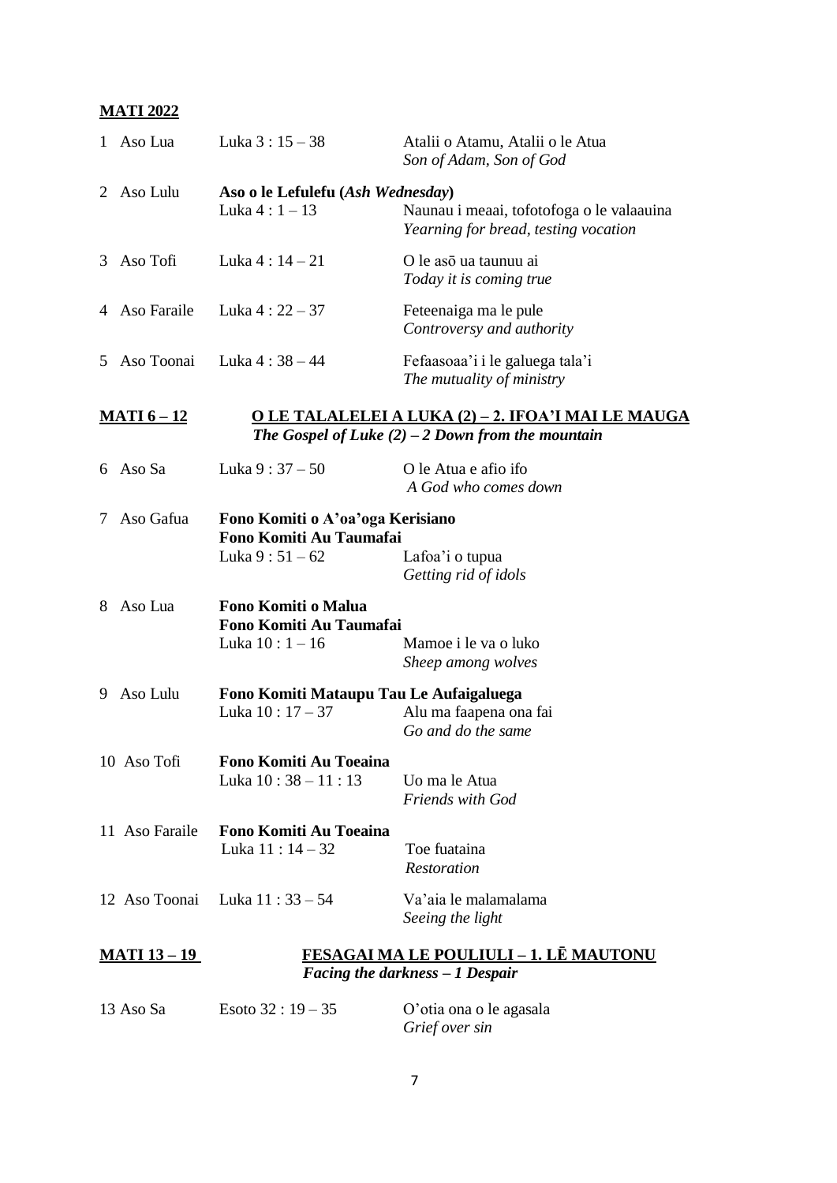**MATI 2022**

| | | |
|---|---|---|
| 1 Aso Lua | Luka 3 : 15 – 38 | Atalii o Atamu, Atalii o le Atua<br>*Son of Adam, Son of God* |
| 2 Aso Lulu | **Aso o le Lefulefu (*Ash Wednesday*)**<br>Luka 4 : 1 – 13 | Naunau i meaai, tofotofoga o le valaauina<br>*Yearning for bread, testing vocation* |
| 3 Aso Tofi | Luka 4 : 14 – 21 | O le asō ua taunuu ai<br>*Today it is coming true* |
| 4 Aso Faraile | Luka 4 : 22 – 37 | Feteenaiga ma le pule<br>*Controversy and authority* |
| 5 Aso Toonai | Luka 4 : 38 – 44 | Fefaasoaa'i i le galuega tala'i<br>*The mutuality of ministry* |

**MATI 6 – 12** **O LE TALALELEI A LUKA (2) – 2. IFOA'I MAI LE MAUGA**
*The Gospel of Luke (2) – 2 Down from the mountain*

| | | |
|---|---|---|
| 6 Aso Sa | Luka 9 : 37 – 50 | O le Atua e afio ifo<br>*A God who comes down* |
| 7 Aso Gafua | **Fono Komiti o A'oa'oga Kerisiano**<br>**Fono Komiti Au Taumafai**<br>Luka 9 : 51 – 62 | Lafoa'i o tupua<br>*Getting rid of idols* |
| 8 Aso Lua | **Fono Komiti o Malua**<br>**Fono Komiti Au Taumafai**<br>Luka 10 : 1 – 16 | Mamoe i le va o luko<br>*Sheep among wolves* |
| 9 Aso Lulu | **Fono Komiti Mataupu Tau Le Aufaigaluega**<br>Luka 10 : 17 – 37 | Alu ma faapena ona fai<br>*Go and do the same* |
| 10 Aso Tofi | **Fono Komiti Au Toeaina**<br>Luka 10 : 38 – 11 : 13 | Uo ma le Atua<br>*Friends with God* |
| 11 Aso Faraile | **Fono Komiti Au Toeaina**<br>Luka 11 : 14 – 32 | Toe fuataina<br>*Restoration* |
| 12 Aso Toonai | Luka 11 : 33 – 54 | Va'aia le malamalama<br>*Seeing the light* |

**MATI 13 – 19** **FESAGAI MA LE POULIULI – 1. LĒ MAUTONU**
*Facing the darkness – 1 Despair*

| | | |
|---|---|---|
| 13 Aso Sa | Esoto 32 : 19 – 35 | O'otia ona o le agasala<br>*Grief over sin* |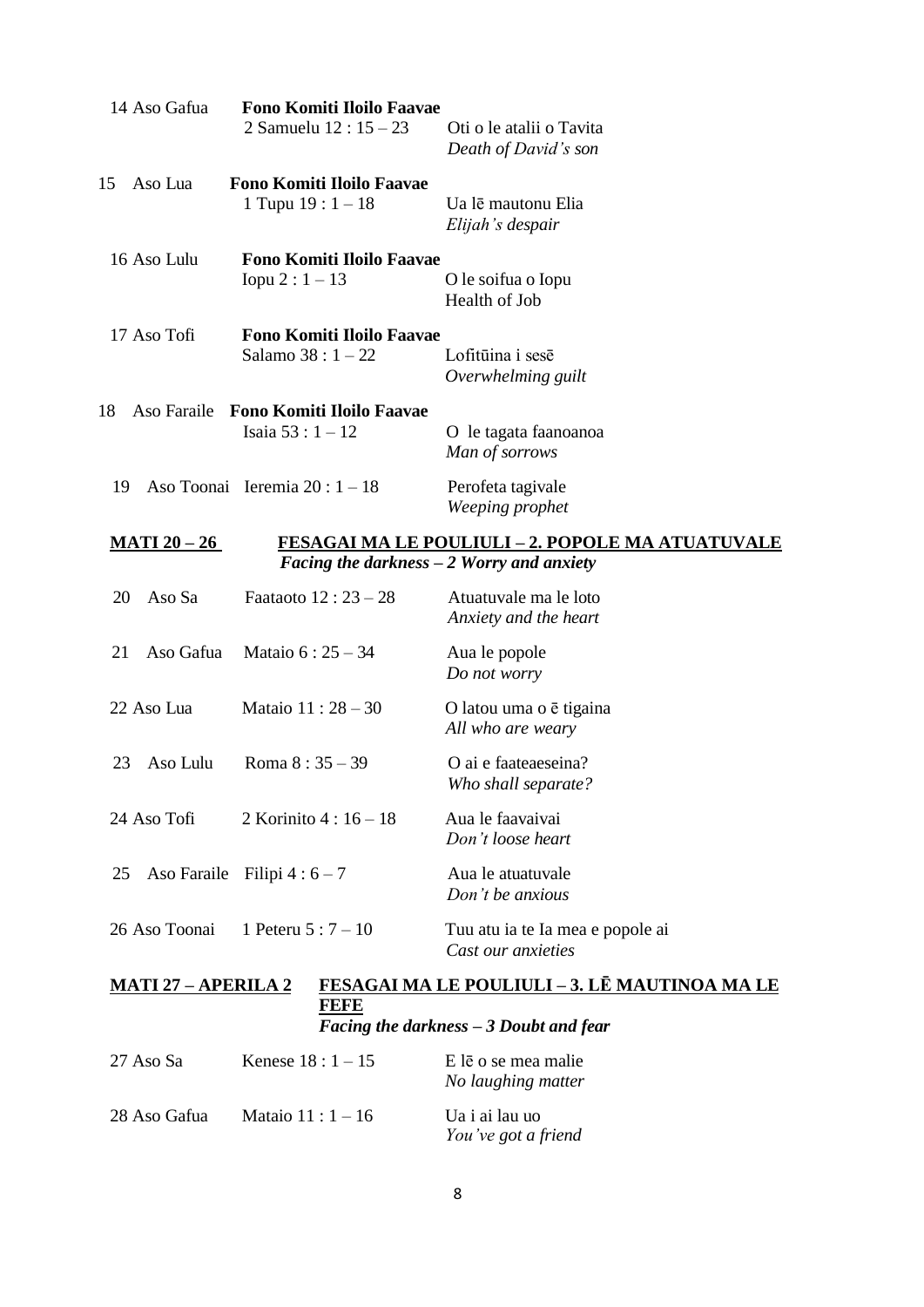| | | |
|---|---|---|
| 14 Aso Gafua | **Fono Komiti Iloilo Faavae**<br>2 Samuelu 12 : 15 – 23 | Oti o le atalii o Tavita<br>*Death of David's son* |
| 15 Aso Lua | **Fono Komiti Iloilo Faavae**<br>1 Tupu 19 : 1 – 18 | Ua lē mautonu Elia<br>*Elijah's despair* |
| 16 Aso Lulu | **Fono Komiti Iloilo Faavae**<br>Iopu 2 : 1 – 13 | O le soifua o Iopu<br>Health of Job |
| 17 Aso Tofi | **Fono Komiti Iloilo Faavae**<br>Salamo 38 : 1 – 22 | Lofitūina i sesē<br>*Overwhelming guilt* |
| 18 Aso Faraile | **Fono Komiti Iloilo Faavae**<br>Isaia 53 : 1 – 12 | O le tagata faanoanoa<br>*Man of sorrows* |
| 19 Aso Toonai | Ieremia 20 : 1 – 18 | Perofeta tagivale<br>*Weeping prophet* |

**MATI 20 – 26** **FESAGAI MA LE POULIULI – 2. POPOLE MA ATUATUVALE**
***Facing the darkness – 2 Worry and anxiety***

| | | |
|---|---|---|
| 20 Aso Sa | Faataoto 12 : 23 – 28 | Atuatuvale ma le loto<br>*Anxiety and the heart* |
| 21 Aso Gafua | Mataio 6 : 25 – 34 | Aua le popole<br>*Do not worry* |
| 22 Aso Lua | Mataio 11 : 28 – 30 | O latou uma o ē tigaina<br>*All who are weary* |
| 23 Aso Lulu | Roma 8 : 35 – 39 | O ai e faateaeseina?<br>*Who shall separate?* |
| 24 Aso Tofi | 2 Korinito 4 : 16 – 18 | Aua le faavaivai<br>*Don't loose heart* |
| 25 Aso Faraile | Filipi 4 : 6 – 7 | Aua le atuatuvale<br>*Don't be anxious* |
| 26 Aso Toonai | 1 Peteru 5 : 7 – 10 | Tuu atu ia te Ia mea e popole ai<br>*Cast our anxieties* |

**MATI 27 – APERILA 2** **FESAGAI MA LE POULIULI – 3. LĒ MAUTINOA MA LE FEFE**
***Facing the darkness – 3 Doubt and fear***

| | | |
|---|---|---|
| 27 Aso Sa | Kenese 18 : 1 – 15 | E lē o se mea malie<br>*No laughing matter* |
| 28 Aso Gafua | Mataio 11 : 1 – 16 | Ua i ai lau uo<br>*You've got a friend* |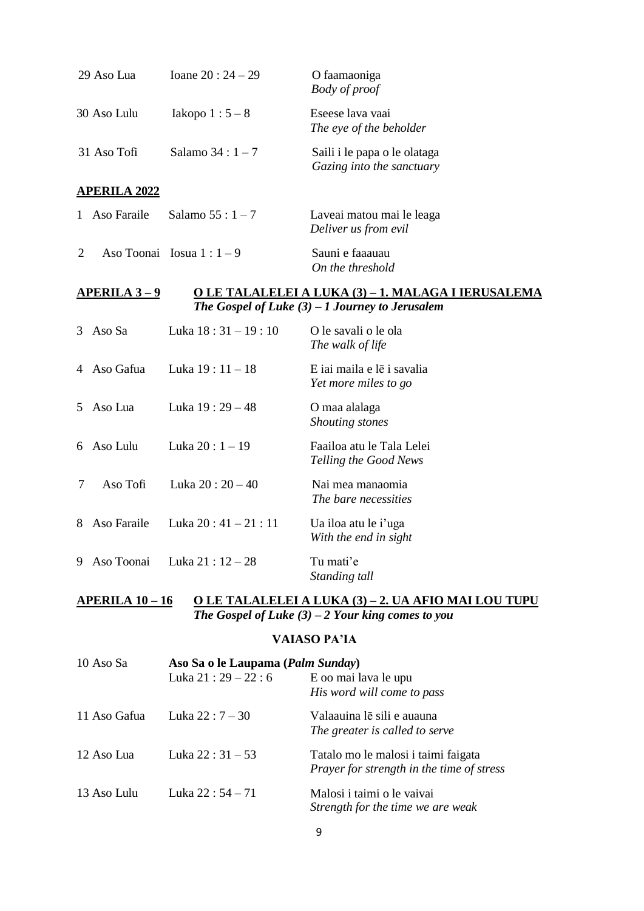| | | |
|---|---|---|
| 29 Aso Lua | Ioane 20 : 24 – 29 | O faamaoniga<br>*Body of proof* |
| 30 Aso Lulu | Iakopo 1 : 5 – 8 | Eseese lava vaai<br>*The eye of the beholder* |
| 31 Aso Tofi | Salamo 34 : 1 – 7 | Saili i le papa o le olataga<br>*Gazing into the sanctuary* |

**APERILA 2022**

| | | |
|---|---|---|
| 1 Aso Faraile | Salamo 55 : 1 – 7 | Laveai matou mai le leaga<br>*Deliver us from evil* |
| 2 Aso Toonai | Iosua 1 : 1 – 9 | Sauni e faaauau<br>*On the threshold* |

**APERILA 3 – 9** **O LE TALALELEI A LUKA (3) – 1. MALAGA I IERUSALEMA**
***The Gospel of Luke (3) – 1 Journey to Jerusalem***

| | | |
|---|---|---|
| 3 Aso Sa | Luka 18 : 31 – 19 : 10 | O le savali o le ola<br>*The walk of life* |
| 4 Aso Gafua | Luka 19 : 11 – 18 | E iai maila e lē i savalia<br>*Yet more miles to go* |
| 5 Aso Lua | Luka 19 : 29 – 48 | O maa alalaga<br>*Shouting stones* |
| 6 Aso Lulu | Luka 20 : 1 – 19 | Faailoa atu le Tala Lelei<br>*Telling the Good News* |
| 7 Aso Tofi | Luka 20 : 20 – 40 | Nai mea manaomia<br>*The bare necessities* |
| 8 Aso Faraile | Luka 20 : 41 – 21 : 11 | Ua iloa atu le i'uga<br>*With the end in sight* |
| 9 Aso Toonai | Luka 21 : 12 – 28 | Tu mati'e<br>*Standing tall* |

**APERILA 10 – 16** **O LE TALALELEI A LUKA (3) – 2. UA AFIO MAI LOU TUPU**
***The Gospel of Luke (3) – 2 Your king comes to you***

**VAIASO PA'IA**

| | | |
|---|---|---|
| 10 Aso Sa | **Aso Sa o le Laupama (*Palm Sunday*)**<br>Luka 21 : 29 – 22 : 6 | E oo mai lava le upu<br>*His word will come to pass* |
| 11 Aso Gafua | Luka 22 : 7 – 30 | Valaauina lē sili e auauna<br>*The greater is called to serve* |
| 12 Aso Lua | Luka 22 : 31 – 53 | Tatalo mo le malosi i taimi faigata<br>*Prayer for strength in the time of stress* |
| 13 Aso Lulu | Luka 22 : 54 – 71 | Malosi i taimi o le vaivai<br>*Strength for the time we are weak* |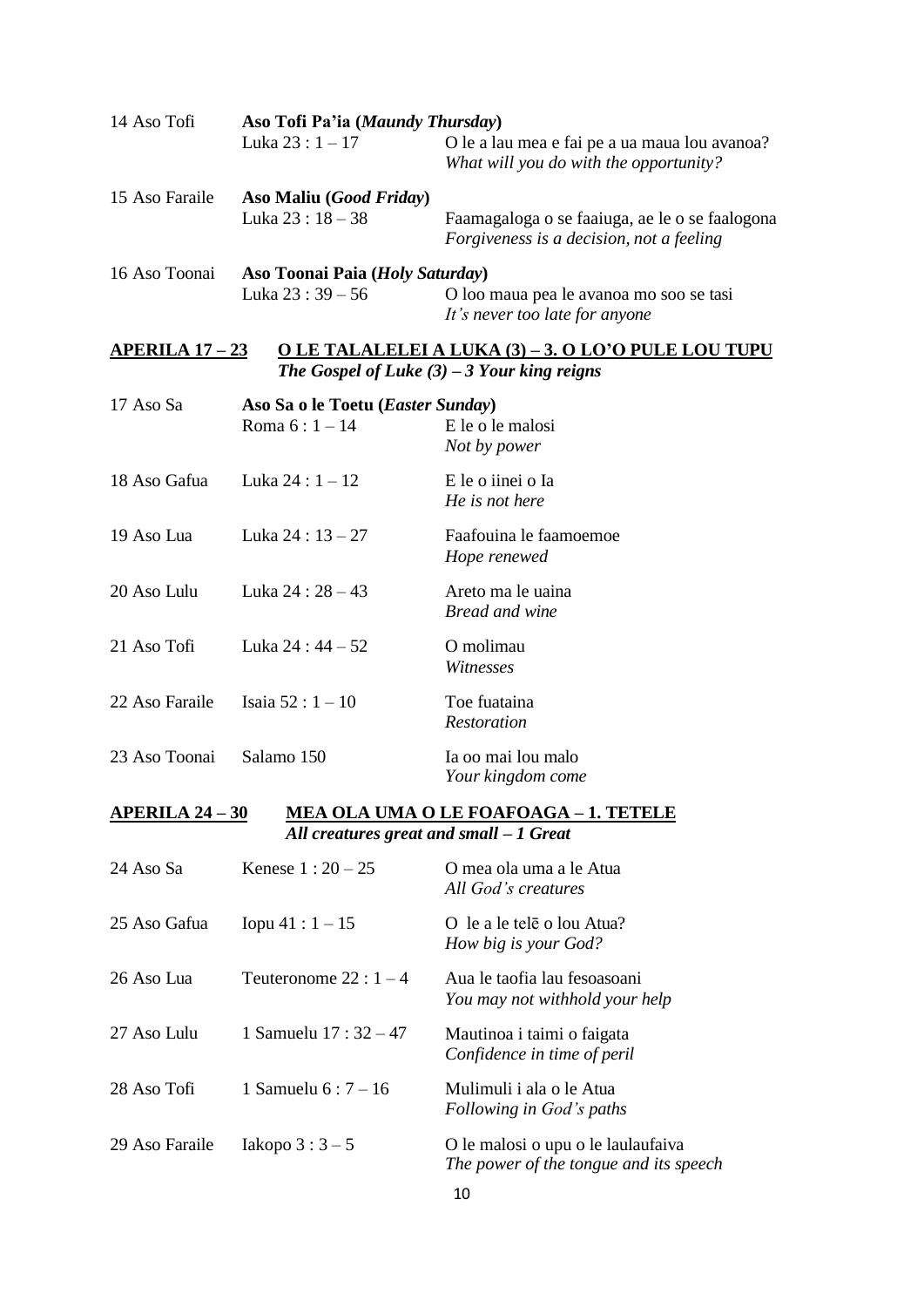| | | |
|---|---|---|
| 14 Aso Tofi | **Aso Tofi Pa'ia (*Maundy Thursday*)** | |
| | Luka 23 : 1 – 17 | O le a lau mea e fai pe a ua maua lou avanoa?<br>*What will you do with the opportunity?* |
| 15 Aso Faraile | **Aso Maliu (*Good Friday*)** | |
| | Luka 23 : 18 – 38 | Faamagaloga o se faaiuga, ae le o se faalogona<br>*Forgiveness is a decision, not a feeling* |
| 16 Aso Toonai | **Aso Toonai Paia (*Holy Saturday*)** | |
| | Luka 23 : 39 – 56 | O loo maua pea le avanoa mo soo se tasi<br>*It's never too late for anyone* |

**<u>APERILA 17 – 23</u>** **<u>O LE TALALELEI A LUKA (3) – 3. O LO'O PULE LOU TUPU</u>**
***The Gospel of Luke (3) – 3 Your king reigns***

| | | |
|---|---|---|
| 17 Aso Sa | **Aso Sa o le Toetu (*Easter Sunday*)** | |
| | Roma 6 : 1 – 14 | E le o le malosi<br>*Not by power* |
| 18 Aso Gafua | Luka 24 : 1 – 12 | E le o iinei o Ia<br>*He is not here* |
| 19 Aso Lua | Luka 24 : 13 – 27 | Faafouina le faamoemoe<br>*Hope renewed* |
| 20 Aso Lulu | Luka 24 : 28 – 43 | Areto ma le uaina<br>*Bread and wine* |
| 21 Aso Tofi | Luka 24 : 44 – 52 | O molimau<br>*Witnesses* |
| 22 Aso Faraile | Isaia 52 : 1 – 10 | Toe fuataina<br>*Restoration* |
| 23 Aso Toonai | Salamo 150 | Ia oo mai lou malo<br>*Your kingdom come* |

**<u>APERILA 24 – 30</u>** **<u>MEA OLA UMA O LE FOAFOAGA – 1. TETELE</u>**
***All creatures great and small – 1 Great***

| | | |
|---|---|---|
| 24 Aso Sa | Kenese 1 : 20 – 25 | O mea ola uma a le Atua<br>*All God's creatures* |
| 25 Aso Gafua | Iopu 41 : 1 – 15 | O le a le telē o lou Atua?<br>*How big is your God?* |
| 26 Aso Lua | Teuteronome 22 : 1 – 4 | Aua le taofia lau fesoasoani<br>*You may not withhold your help* |
| 27 Aso Lulu | 1 Samuelu 17 : 32 – 47 | Mautinoa i taimi o faigata<br>*Confidence in time of peril* |
| 28 Aso Tofi | 1 Samuelu 6 : 7 – 16 | Mulimuli i ala o le Atua<br>*Following in God's paths* |
| 29 Aso Faraile | Iakopo 3 : 3 – 5 | O le malosi o upu o le laulaufaiva<br>*The power of the tongue and its speech* |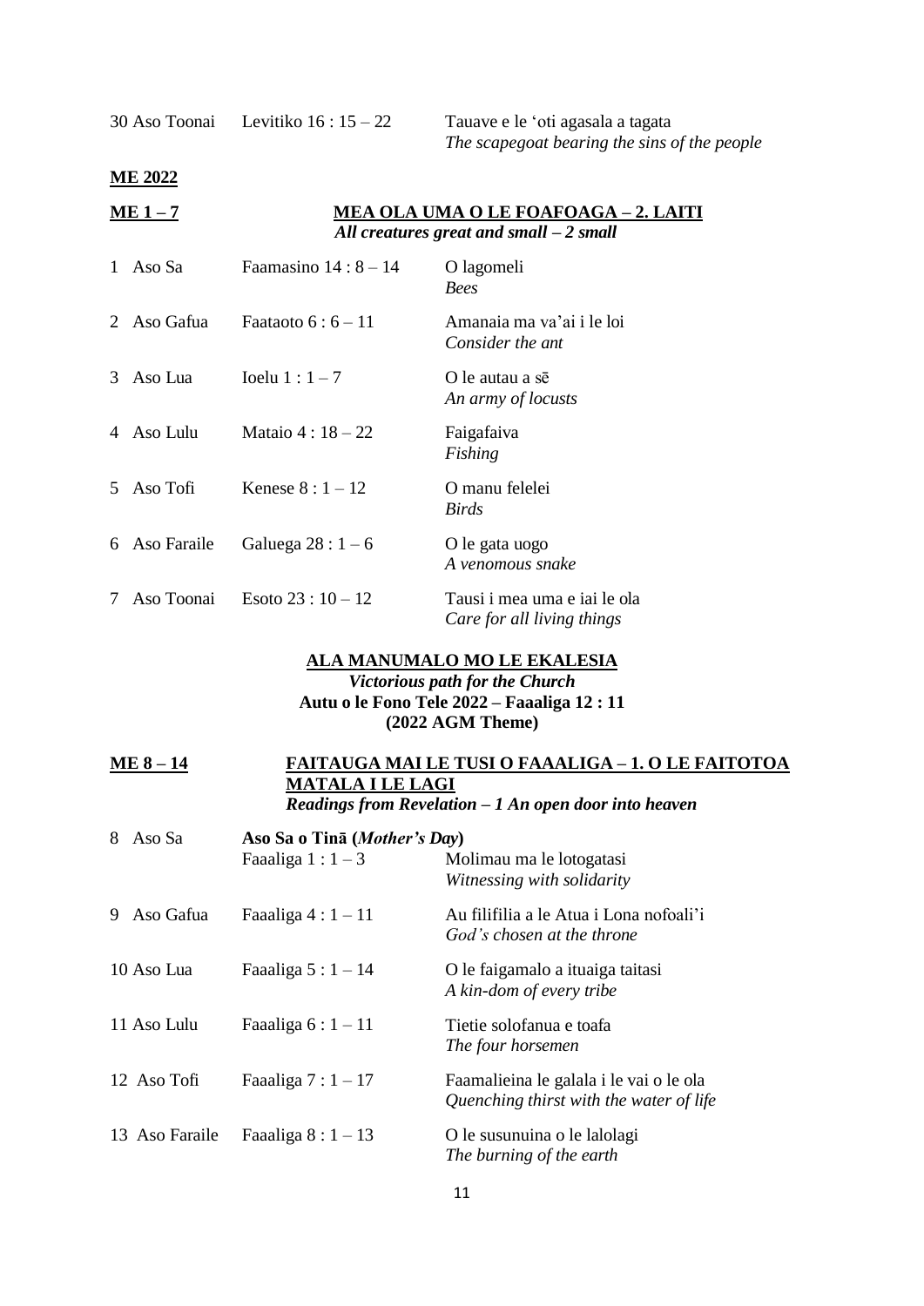| | | |
|---|---|---|
| 30 Aso Toonai | Levitiko 16 : 15 – 22 | Tauave e le ‘oti agasala a tagata<br>*The scapegoat bearing the sins of the people* |

**ME 2022**

**ME 1 – 7** **MEA OLA UMA O LE FOAFOAGA – 2. LAITI**
***All creatures great and small – 2 small***

| | | |
|---|---|---|
| 1 Aso Sa | Faamasino 14 : 8 – 14 | O lagomeli<br>*Bees* |
| 2 Aso Gafua | Faataoto 6 : 6 – 11 | Amanaia ma va’ai i le loi<br>*Consider the ant* |
| 3 Aso Lua | Ioelu 1 : 1 – 7 | O le autau a sē<br>*An army of locusts* |
| 4 Aso Lulu | Mataio 4 : 18 – 22 | Faigafaiva<br>*Fishing* |
| 5 Aso Tofi | Kenese 8 : 1 – 12 | O manu felelei<br>*Birds* |
| 6 Aso Faraile | Galuega 28 : 1 – 6 | O le gata uogo<br>*A venomous snake* |
| 7 Aso Toonai | Esoto 23 : 10 – 12 | Tausi i mea uma e iai le ola<br>*Care for all living things* |

**ALA MANUMALO MO LE EKALESIA**
***Victorious path for the Church***
**Autu o le Fono Tele 2022 – Faaaliga 12 : 11**
**(2022 AGM Theme)**

**ME 8 – 14** **FAITAUGA MAI LE TUSI O FAAALIGA – 1. O LE FAITOTOA MATALA I LE LAGI**
***Readings from Revelation – 1 An open door into heaven***

| | | |
|---|---|---|
| 8 Aso Sa | **Aso Sa o Tinā (*Mother’s Day*)**<br>Faaaliga 1 : 1 – 3 | Molimau ma le lotogatasi<br>*Witnessing with solidarity* |
| 9 Aso Gafua | Faaaliga 4 : 1 – 11 | Au filifilia a le Atua i Lona nofoali’i<br>*God’s chosen at the throne* |
| 10 Aso Lua | Faaaliga 5 : 1 – 14 | O le faigamalo a ituaiga taitasi<br>*A kin-dom of every tribe* |
| 11 Aso Lulu | Faaaliga 6 : 1 – 11 | Tietie solofanua e toafa<br>*The four horsemen* |
| 12 Aso Tofi | Faaaliga 7 : 1 – 17 | Faamalieina le galala i le vai o le ola<br>*Quenching thirst with the water of life* |
| 13 Aso Faraile | Faaaliga 8 : 1 – 13 | O le susunuina o le lalolagi<br>*The burning of the earth* |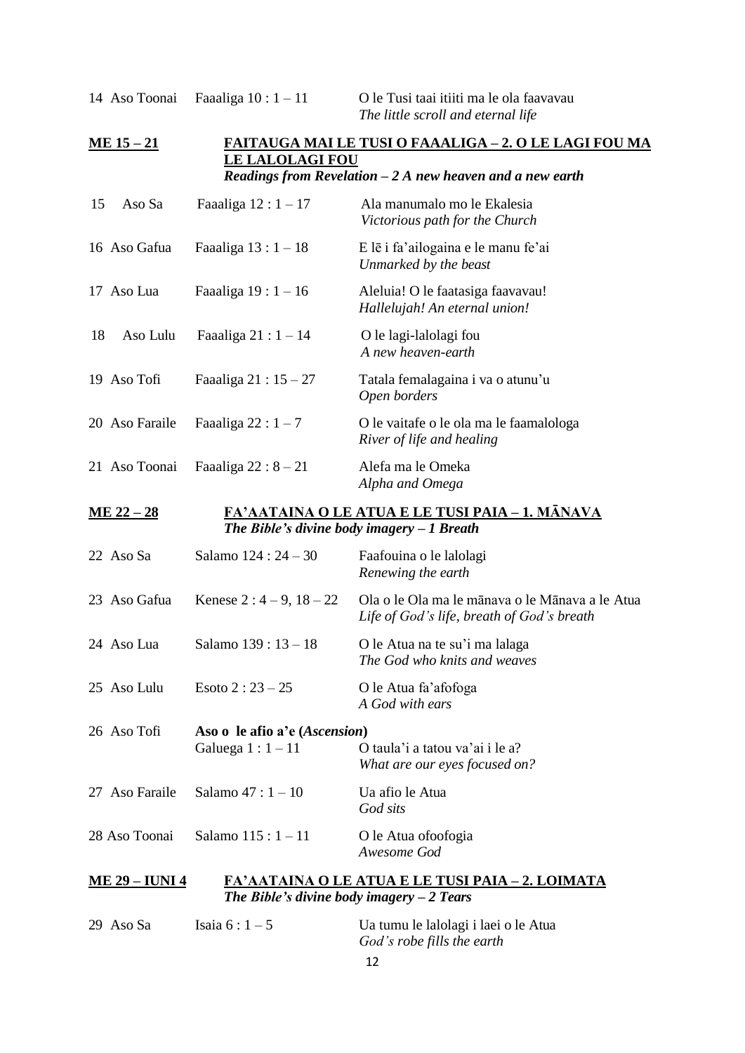| | | |
|---|---|---|
| 14 Aso Toonai | Faaaliga 10 : 1 – 11 | O le Tusi taai itiiti ma le ola faavavau<br>*The little scroll and eternal life* |

**ME 15 – 21** &nbsp;&nbsp; **FAITAUGA MAI LE TUSI O FAAALIGA – 2. O LE LAGI FOU MA LE LALOLAGI FOU**
***Readings from Revelation – 2 A new heaven and a new earth***

| | | |
|---|---|---|
| 15 Aso Sa | Faaaliga 12 : 1 – 17 | Ala manumalo mo le Ekalesia<br>*Victorious path for the Church* |
| 16 Aso Gafua | Faaaliga 13 : 1 – 18 | E lē i fa'ailogaina e le manu fe'ai<br>*Unmarked by the beast* |
| 17 Aso Lua | Faaaliga 19 : 1 – 16 | Aleluia! O le faatasiga faavavau!<br>*Hallelujah! An eternal union!* |
| 18 Aso Lulu | Faaaliga 21 : 1 – 14 | O le lagi-lalolagi fou<br>*A new heaven-earth* |
| 19 Aso Tofi | Faaaliga 21 : 15 – 27 | Tatala femalagaina i va o atunu'u<br>*Open borders* |
| 20 Aso Faraile | Faaaliga 22 : 1 – 7 | O le vaitafe o le ola ma le faamalologa<br>*River of life and healing* |
| 21 Aso Toonai | Faaaliga 22 : 8 – 21 | Alefa ma le Omeka<br>*Alpha and Omega* |

**ME 22 – 28** &nbsp;&nbsp; **FA'AATAINA O LE ATUA E LE TUSI PAIA – 1. MĀNAVA**
***The Bible's divine body imagery – 1 Breath***

| | | |
|---|---|---|
| 22 Aso Sa | Salamo 124 : 24 – 30 | Faafouina o le lalolagi<br>*Renewing the earth* |
| 23 Aso Gafua | Kenese 2 : 4 – 9, 18 – 22 | Ola o le Ola ma le mānava o le Mānava a le Atua<br>*Life of God's life, breath of God's breath* |
| 24 Aso Lua | Salamo 139 : 13 – 18 | O le Atua na te su'i ma lalaga<br>*The God who knits and weaves* |
| 25 Aso Lulu | Esoto 2 : 23 – 25 | O le Atua fa'afofoga<br>*A God with ears* |
| 26 Aso Tofi | **Aso o le afio a'e (*Ascension*)**<br>Galuega 1 : 1 – 11 | O taula'i a tatou va'ai i le a?<br>*What are our eyes focused on?* |
| 27 Aso Faraile | Salamo 47 : 1 – 10 | Ua afio le Atua<br>*God sits* |
| 28 Aso Toonai | Salamo 115 : 1 – 11 | O le Atua ofoofogia<br>*Awesome God* |

**ME 29 – IUNI 4** &nbsp;&nbsp; **FA'AATAINA O LE ATUA E LE TUSI PAIA – 2. LOIMATA**
***The Bible's divine body imagery – 2 Tears***

| | | |
|---|---|---|
| 29 Aso Sa | Isaia 6 : 1 – 5 | Ua tumu le lalolagi i laei o le Atua<br>*God's robe fills the earth* |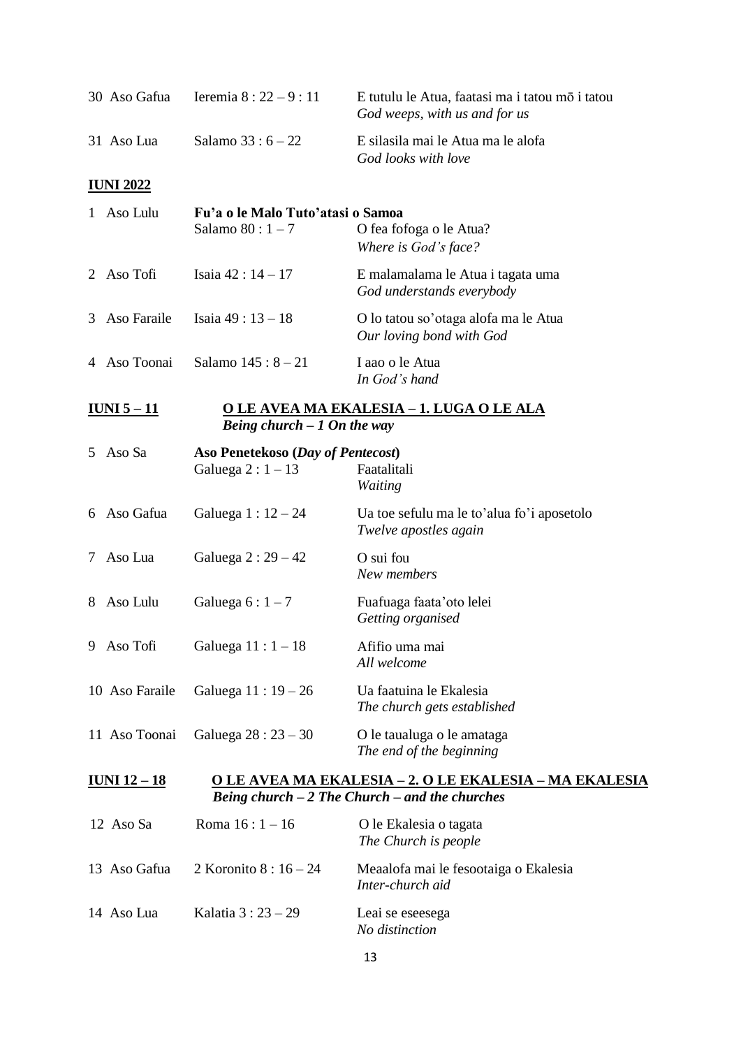| | | |
|---|---|---|
| 30 Aso Gafua | Ieremia 8 : 22 – 9 : 11 | E tutulu le Atua, faatasi ma i tatou mō i tatou<br>*God weeps, with us and for us* |
| 31 Aso Lua | Salamo 33 : 6 – 22 | E silasila mai le Atua ma le alofa<br>*God looks with love* |

**IUNI 2022**

| | | |
|---|---|---|
| 1 Aso Lulu | **Fu'a o le Malo Tuto'atasi o Samoa**<br>Salamo 80 : 1 – 7 | O fea fofoga o le Atua?<br>*Where is God's face?* |
| 2 Aso Tofi | Isaia 42 : 14 – 17 | E malamalama le Atua i tagata uma<br>*God understands everybody* |
| 3 Aso Faraile | Isaia 49 : 13 – 18 | O lo tatou so'otaga alofa ma le Atua<br>*Our loving bond with God* |
| 4 Aso Toonai | Salamo 145 : 8 – 21 | I aao o le Atua<br>*In God's hand* |

**IUNI 5 – 11** **O LE AVEA MA EKALESIA – 1. LUGA O LE ALA**
***Being church – 1 On the way***

| | | |
|---|---|---|
| 5 Aso Sa | **Aso Penetekoso (*Day of Pentecost*)**<br>Galuega 2 : 1 – 13 | Faatalitali<br>*Waiting* |
| 6 Aso Gafua | Galuega 1 : 12 – 24 | Ua toe sefulu ma le to'alua fo'i aposetolo<br>*Twelve apostles again* |
| 7 Aso Lua | Galuega 2 : 29 – 42 | O sui fou<br>*New members* |
| 8 Aso Lulu | Galuega 6 : 1 – 7 | Fuafuaga faata'oto lelei<br>*Getting organised* |
| 9 Aso Tofi | Galuega 11 : 1 – 18 | Afifio uma mai<br>*All welcome* |
| 10 Aso Faraile | Galuega 11 : 19 – 26 | Ua faatuina le Ekalesia<br>*The church gets established* |
| 11 Aso Toonai | Galuega 28 : 23 – 30 | O le taualuga o le amataga<br>*The end of the beginning* |

**IUNI 12 – 18** **O LE AVEA MA EKALESIA – 2. O LE EKALESIA – MA EKALESIA**
***Being church – 2 The Church – and the churches***

| | | |
|---|---|---|
| 12 Aso Sa | Roma 16 : 1 – 16 | O le Ekalesia o tagata<br>*The Church is people* |
| 13 Aso Gafua | 2 Koronito 8 : 16 – 24 | Meaalofa mai le fesootaiga o Ekalesia<br>*Inter-church aid* |
| 14 Aso Lua | Kalatia 3 : 23 – 29 | Leai se eseesega<br>*No distinction* |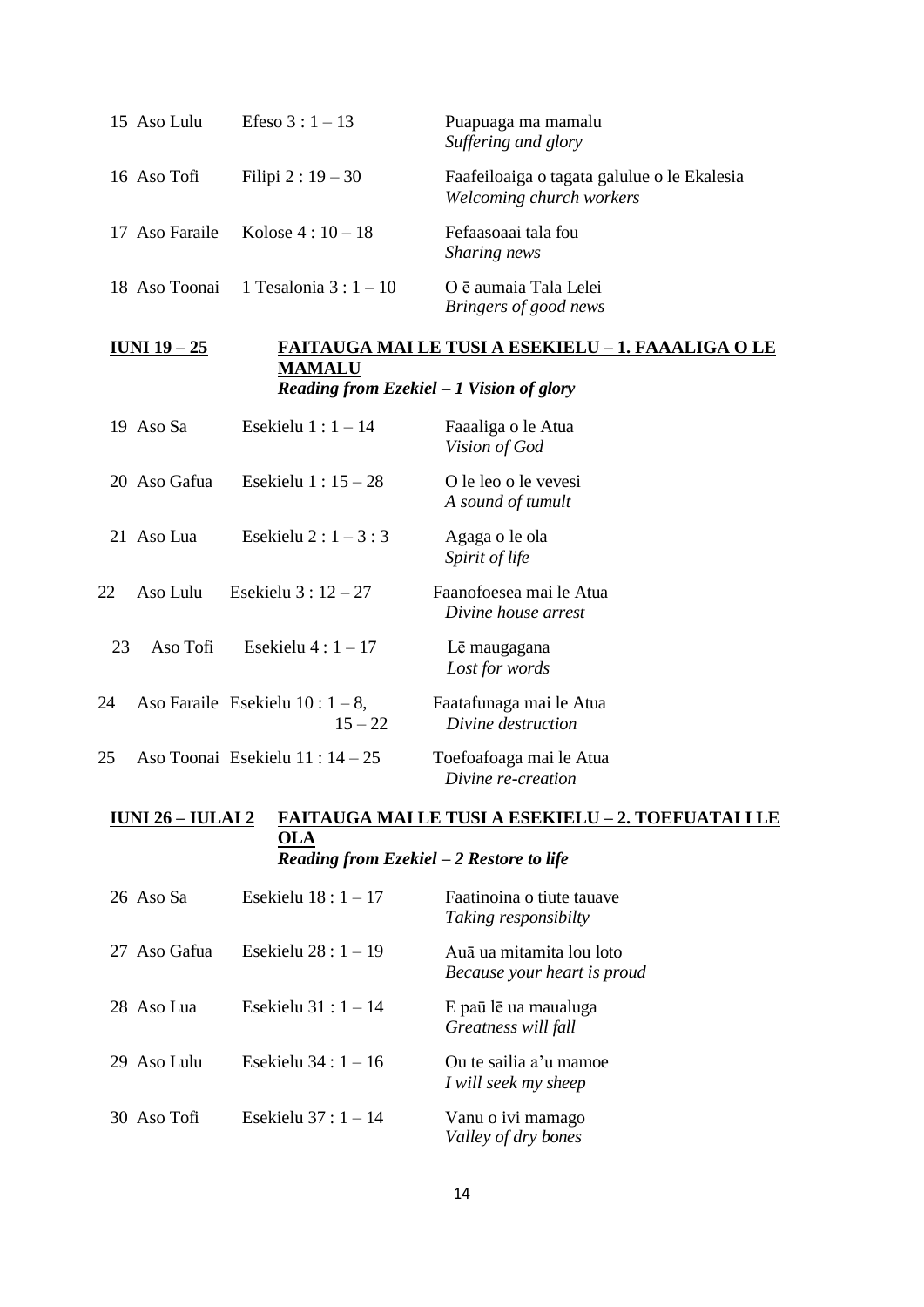| | | |
|---|---|---|
| 15 Aso Lulu | Efeso 3 : 1 – 13 | Puapuaga ma mamalu<br>*Suffering and glory* |
| 16 Aso Tofi | Filipi 2 : 19 – 30 | Faafeiloaiga o tagata galulue o le Ekalesia<br>*Welcoming church workers* |
| 17 Aso Faraile | Kolose 4 : 10 – 18 | Fefaasoaai tala fou<br>*Sharing news* |
| 18 Aso Toonai | 1 Tesalonia 3 : 1 – 10 | O ē aumaia Tala Lelei<br>*Bringers of good news* |

**IUNI 19 – 25** **FAITAUGA MAI LE TUSI A ESEKIELU – 1. FAAALIGA O LE MAMALU**
***Reading from Ezekiel – 1 Vision of glory***

| | | |
|---|---|---|
| 19 Aso Sa | Esekielu 1 : 1 – 14 | Faaaliga o le Atua<br>*Vision of God* |
| 20 Aso Gafua | Esekielu 1 : 15 – 28 | O le leo o le vevesi<br>*A sound of tumult* |
| 21 Aso Lua | Esekielu 2 : 1 – 3 : 3 | Agaga o le ola<br>*Spirit of life* |
| 22 Aso Lulu | Esekielu 3 : 12 – 27 | Faanofoesea mai le Atua<br>*Divine house arrest* |
| 23 Aso Tofi | Esekielu 4 : 1 – 17 | Lē maugagana<br>*Lost for words* |
| 24 Aso Faraile | Esekielu 10 : 1 – 8, 15 – 22 | Faatafunaga mai le Atua<br>*Divine destruction* |
| 25 Aso Toonai | Esekielu 11 : 14 – 25 | Toefoafoaga mai le Atua<br>*Divine re-creation* |

**IUNI 26 – IULAI 2** **FAITAUGA MAI LE TUSI A ESEKIELU – 2. TOEFUATAI I LE OLA**
***Reading from Ezekiel – 2 Restore to life***

| | | |
|---|---|---|
| 26 Aso Sa | Esekielu 18 : 1 – 17 | Faatinoina o tiute tauave<br>*Taking responsibilty* |
| 27 Aso Gafua | Esekielu 28 : 1 – 19 | Auā ua mitamita lou loto<br>*Because your heart is proud* |
| 28 Aso Lua | Esekielu 31 : 1 – 14 | E paū lē ua maualuga<br>*Greatness will fall* |
| 29 Aso Lulu | Esekielu 34 : 1 – 16 | Ou te sailia a'u mamoe<br>*I will seek my sheep* |
| 30 Aso Tofi | Esekielu 37 : 1 – 14 | Vanu o ivi mamago<br>*Valley of dry bones* |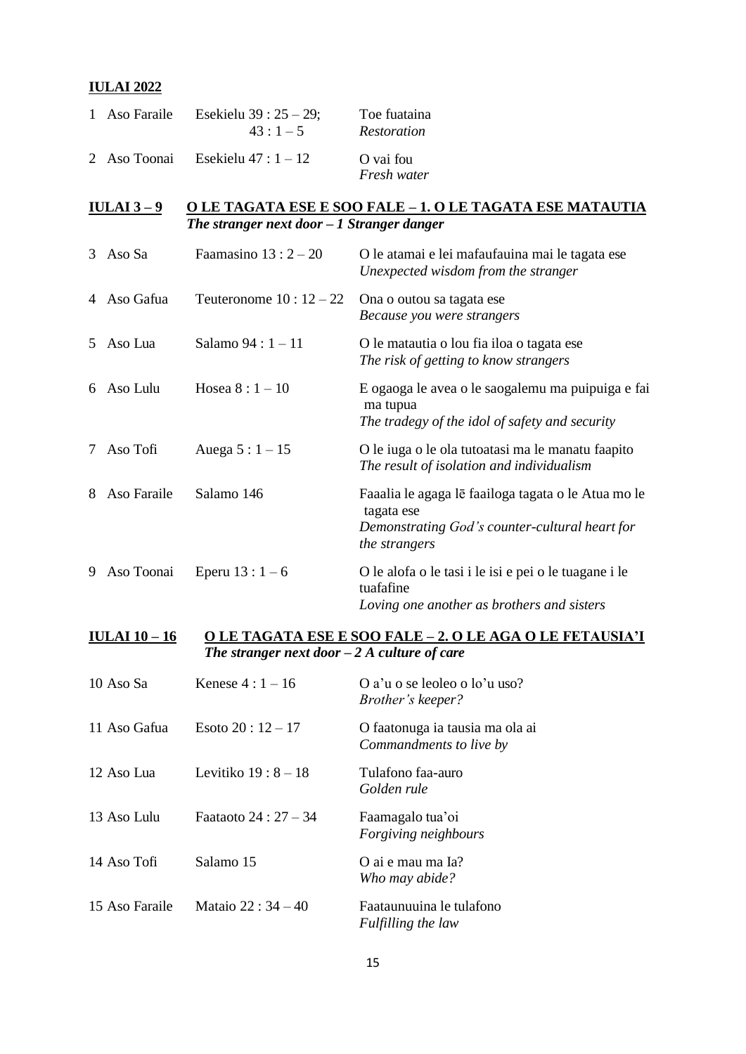**IULAI 2022**

| | | |
|---|---|---|
| 1 Aso Faraile | Esekielu 39 : 25 – 29; 43 : 1 – 5 | Toe fuataina<br>*Restoration* |
| 2 Aso Toonai | Esekielu 47 : 1 – 12 | O vai fou<br>*Fresh water* |

**IULAI 3 – 9** **O LE TAGATA ESE E SOO FALE – 1. O LE TAGATA ESE MATAUTIA**
***The stranger next door – 1 Stranger danger***

| | | |
|---|---|---|
| 3 Aso Sa | Faamasino 13 : 2 – 20 | O le atamai e lei mafaufauina mai le tagata ese<br>*Unexpected wisdom from the stranger* |
| 4 Aso Gafua | Teuteronome 10 : 12 – 22 | Ona o outou sa tagata ese<br>*Because you were strangers* |
| 5 Aso Lua | Salamo 94 : 1 – 11 | O le matautia o lou fia iloa o tagata ese<br>*The risk of getting to know strangers* |
| 6 Aso Lulu | Hosea 8 : 1 – 10 | E ogaoga le avea o le saogalemu ma puipuiga e fai ma tupua<br>*The tradegy of the idol of safety and security* |
| 7 Aso Tofi | Auega 5 : 1 – 15 | O le iuga o le ola tutoatasi ma le manatu faapito<br>*The result of isolation and individualism* |
| 8 Aso Faraile | Salamo 146 | Faaalia le agaga lē faailoga tagata o le Atua mo le tagata ese<br>*Demonstrating God's counter-cultural heart for the strangers* |
| 9 Aso Toonai | Eperu 13 : 1 – 6 | O le alofa o le tasi i le isi e pei o le tuagane i le tuafafine<br>*Loving one another as brothers and sisters* |

**IULAI 10 – 16** **O LE TAGATA ESE E SOO FALE – 2. O LE AGA O LE FETAUSIA'I**
***The stranger next door – 2 A culture of care***

| | | |
|---|---|---|
| 10 Aso Sa | Kenese 4 : 1 – 16 | O a'u o se leoleo o lo'u uso?<br>*Brother's keeper?* |
| 11 Aso Gafua | Esoto 20 : 12 – 17 | O faatonuga ia tausia ma ola ai<br>*Commandments to live by* |
| 12 Aso Lua | Levitiko 19 : 8 – 18 | Tulafono faa-auro<br>*Golden rule* |
| 13 Aso Lulu | Faataoto 24 : 27 – 34 | Faamagalo tua'oi<br>*Forgiving neighbours* |
| 14 Aso Tofi | Salamo 15 | O ai e mau ma Ia?<br>*Who may abide?* |
| 15 Aso Faraile | Mataio 22 : 34 – 40 | Faataunuuina le tulafono<br>*Fulfilling the law* |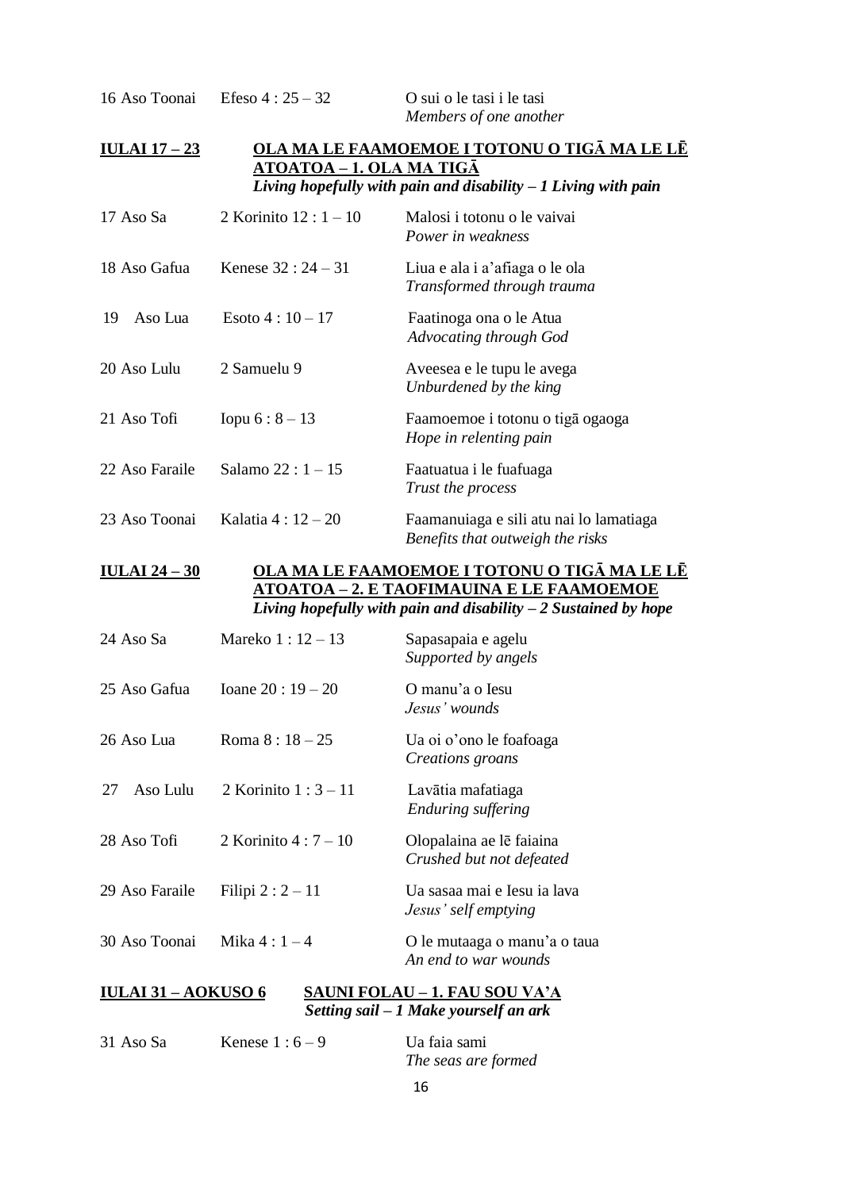| | | |
|---|---|---|
| 16 Aso Toonai | Efeso 4 : 25 – 32 | O sui o le tasi i le tasi<br>*Members of one another* |

**IULAI 17 – 23** **OLA MA LE FAAMOEMOE I TOTONU O TIGĀ MA LE LĒ ATOATOA – 1. OLA MA TIGĀ**
***Living hopefully with pain and disability – 1 Living with pain***

| | | |
|---|---|---|
| 17 Aso Sa | 2 Korinito 12 : 1 – 10 | Malosi i totonu o le vaivai<br>*Power in weakness* |
| 18 Aso Gafua | Kenese 32 : 24 – 31 | Liua e ala i a'afiaga o le ola<br>*Transformed through trauma* |
| 19 Aso Lua | Esoto 4 : 10 – 17 | Faatinoga ona o le Atua<br>*Advocating through God* |
| 20 Aso Lulu | 2 Samuelu 9 | Aveesea e le tupu le avega<br>*Unburdened by the king* |
| 21 Aso Tofi | Iopu 6 : 8 – 13 | Faamoemoe i totonu o tigā ogaoga<br>*Hope in relenting pain* |
| 22 Aso Faraile | Salamo 22 : 1 – 15 | Faatuatua i le fuafuaga<br>*Trust the process* |
| 23 Aso Toonai | Kalatia 4 : 12 – 20 | Faamanuiaga e sili atu nai lo lamatiaga<br>*Benefits that outweigh the risks* |

**IULAI 24 – 30** **OLA MA LE FAAMOEMOE I TOTONU O TIGĀ MA LE LĒ ATOATOA – 2. E TAOFIMAUINA E LE FAAMOEMOE**
***Living hopefully with pain and disability – 2 Sustained by hope***

| | | |
|---|---|---|
| 24 Aso Sa | Mareko 1 : 12 – 13 | Sapasapaia e agelu<br>*Supported by angels* |
| 25 Aso Gafua | Ioane 20 : 19 – 20 | O manu'a o Iesu<br>*Jesus' wounds* |
| 26 Aso Lua | Roma 8 : 18 – 25 | Ua oi o'ono le foafoaga<br>*Creations groans* |
| 27 Aso Lulu | 2 Korinito 1 : 3 – 11 | Lavātia mafatiaga<br>*Enduring suffering* |
| 28 Aso Tofi | 2 Korinito 4 : 7 – 10 | Olopalaina ae lē faiaina<br>*Crushed but not defeated* |
| 29 Aso Faraile | Filipi 2 : 2 – 11 | Ua sasaa mai e Iesu ia lava<br>*Jesus' self emptying* |
| 30 Aso Toonai | Mika 4 : 1 – 4 | O le mutaaga o manu'a o taua<br>*An end to war wounds* |

**IULAI 31 – AOKUSO 6** **SAUNI FOLAU – 1. FAU SOU VA'A**
***Setting sail – 1 Make yourself an ark***

| | | |
|---|---|---|
| 31 Aso Sa | Kenese 1 : 6 – 9 | Ua faia sami<br>*The seas are formed* |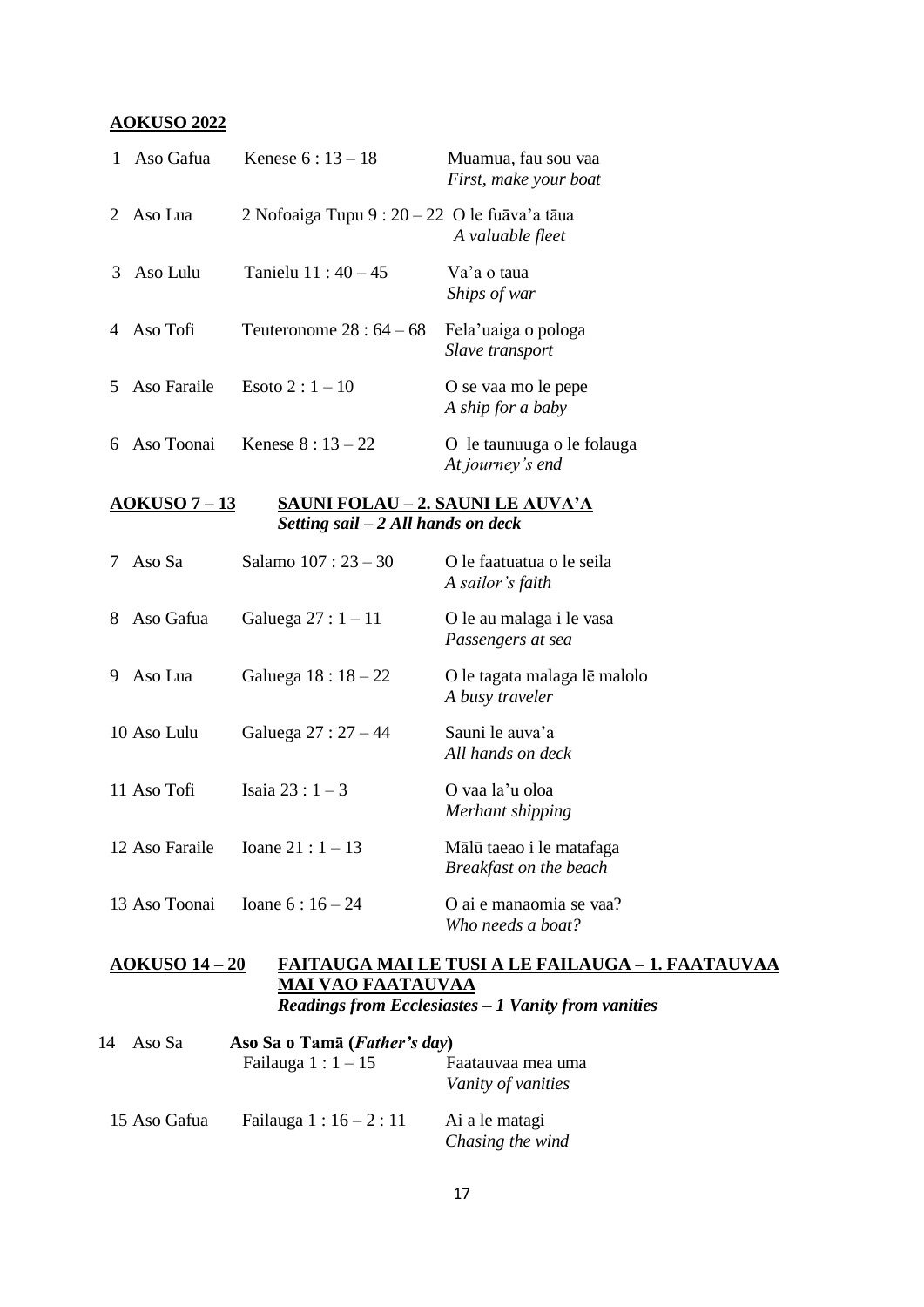**AOKUSO 2022**

| | | |
|---|---|---|
| 1 Aso Gafua | Kenese 6 : 13 – 18 | Muamua, fau sou vaa<br>*First, make your boat* |
| 2 Aso Lua | 2 Nofoaiga Tupu 9 : 20 – 22 | O le fuāva'a tāua<br>*A valuable fleet* |
| 3 Aso Lulu | Tanielu 11 : 40 – 45 | Va'a o taua<br>*Ships of war* |
| 4 Aso Tofi | Teuteronome 28 : 64 – 68 | Fela'uaiga o pologa<br>*Slave transport* |
| 5 Aso Faraile | Esoto 2 : 1 – 10 | O se vaa mo le pepe<br>*A ship for a baby* |
| 6 Aso Toonai | Kenese 8 : 13 – 22 | O le taunuuga o le folauga<br>*At journey's end* |

**AOKUSO 7 – 13** **SAUNI FOLAU – 2. SAUNI LE AUVA'A**
***Setting sail – 2 All hands on deck***

| | | |
|---|---|---|
| 7 Aso Sa | Salamo 107 : 23 – 30 | O le faatuatua o le seila<br>*A sailor's faith* |
| 8 Aso Gafua | Galuega 27 : 1 – 11 | O le au malaga i le vasa<br>*Passengers at sea* |
| 9 Aso Lua | Galuega 18 : 18 – 22 | O le tagata malaga lē malolo<br>*A busy traveler* |
| 10 Aso Lulu | Galuega 27 : 27 – 44 | Sauni le auva'a<br>*All hands on deck* |
| 11 Aso Tofi | Isaia 23 : 1 – 3 | O vaa la'u oloa<br>*Merhant shipping* |
| 12 Aso Faraile | Ioane 21 : 1 – 13 | Mālū taeao i le matafaga<br>*Breakfast on the beach* |
| 13 Aso Toonai | Ioane 6 : 16 – 24 | O ai e manaomia se vaa?<br>*Who needs a boat?* |

**AOKUSO 14 – 20** **FAITAUGA MAI LE TUSI A LE FAILAUGA – 1. FAATAUVAA MAI VAO FAATAUVAA**
***Readings from Ecclesiastes – 1 Vanity from vanities***

| | | |
|---|---|---|
| 14 Aso Sa | **Aso Sa o Tamā (*Father's day*)**<br>Failauga 1 : 1 – 15 | Faatauvaa mea uma<br>*Vanity of vanities* |
| 15 Aso Gafua | Failauga 1 : 16 – 2 : 11 | Ai a le matagi<br>*Chasing the wind* |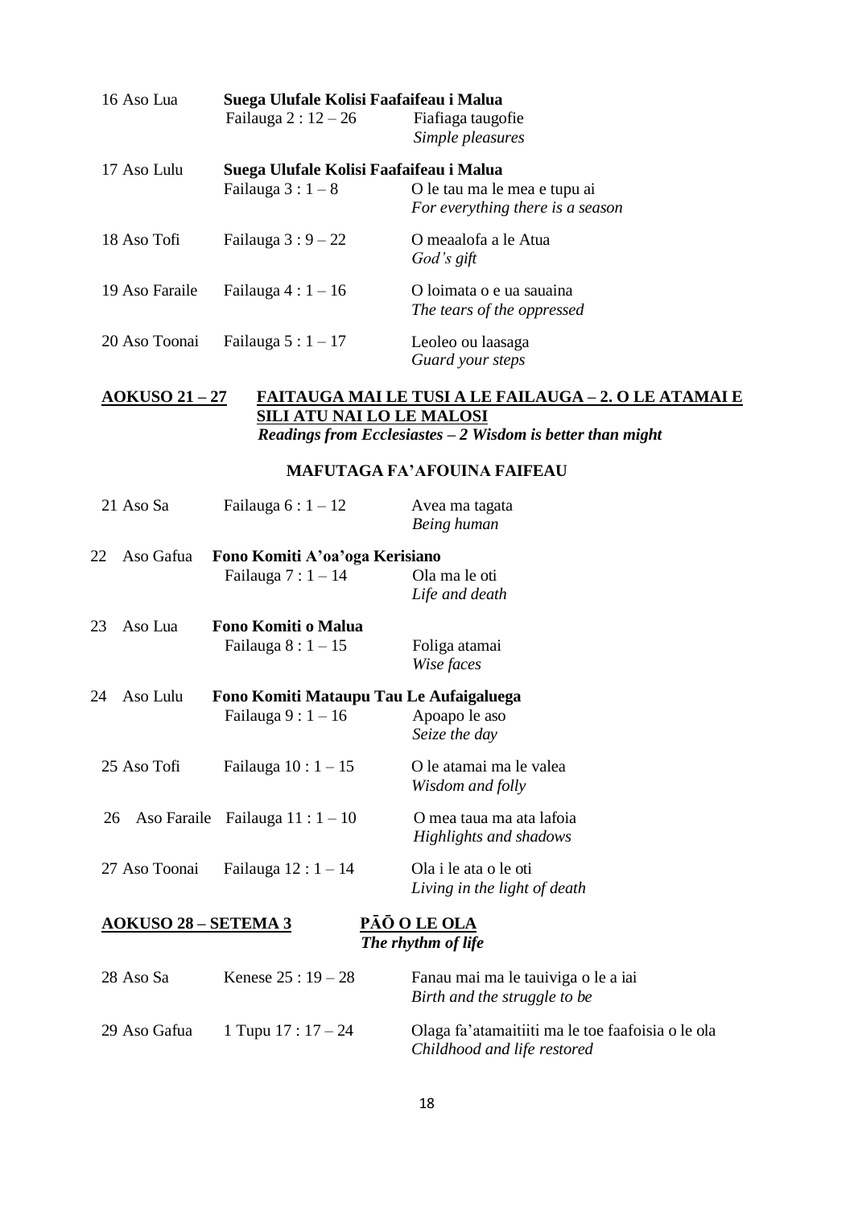| | | |
|---|---|---|
| 16 Aso Lua | **Suega Ulufale Kolisi Faafaifeau i Malua** | |
| | Failauga 2 : 12 – 26 | Fiafiaga taugofie<br>*Simple pleasures* |
| 17 Aso Lulu | **Suega Ulufale Kolisi Faafaifeau i Malua** | |
| | Failauga 3 : 1 – 8 | O le tau ma le mea e tupu ai<br>*For everything there is a season* |
| 18 Aso Tofi | Failauga 3 : 9 – 22 | O meaalofa a le Atua<br>*God's gift* |
| 19 Aso Faraile | Failauga 4 : 1 – 16 | O loimata o e ua sauaina<br>*The tears of the oppressed* |
| 20 Aso Toonai | Failauga 5 : 1 – 17 | Leoleo ou laasaga<br>*Guard your steps* |

**AOKUSO 21 – 27** **FAITAUGA MAI LE TUSI A LE FAILAUGA – 2. O LE ATAMAI E SILI ATU NAI LO LE MALOSI**
***Readings from Ecclesiastes – 2 Wisdom is better than might***

**MAFUTAGA FA'AFOUINA FAIFEAU**

| | | |
|---|---|---|
| 21 Aso Sa | Failauga 6 : 1 – 12 | Avea ma tagata<br>*Being human* |
| 22 Aso Gafua | **Fono Komiti A'oa'oga Kerisiano** | |
| | Failauga 7 : 1 – 14 | Ola ma le oti<br>*Life and death* |
| 23 Aso Lua | **Fono Komiti o Malua** | |
| | Failauga 8 : 1 – 15 | Foliga atamai<br>*Wise faces* |
| 24 Aso Lulu | **Fono Komiti Mataupu Tau Le Aufaigaluega** | |
| | Failauga 9 : 1 – 16 | Apoapo le aso<br>*Seize the day* |
| 25 Aso Tofi | Failauga 10 : 1 – 15 | O le atamai ma le valea<br>*Wisdom and folly* |
| 26 Aso Faraile | Failauga 11 : 1 – 10 | O mea taua ma ata lafoia<br>*Highlights and shadows* |
| 27 Aso Toonai | Failauga 12 : 1 – 14 | Ola i le ata o le oti<br>*Living in the light of death* |

**AOKUSO 28 – SETEMA 3** **PĀŌ O LE OLA**
***The rhythm of life***

| | | |
|---|---|---|
| 28 Aso Sa | Kenese 25 : 19 – 28 | Fanau mai ma le tauiviga o le a iai<br>*Birth and the struggle to be* |
| 29 Aso Gafua | 1 Tupu 17 : 17 – 24 | Olaga fa'atamaitiiti ma le toe faafoisia o le ola<br>*Childhood and life restored* |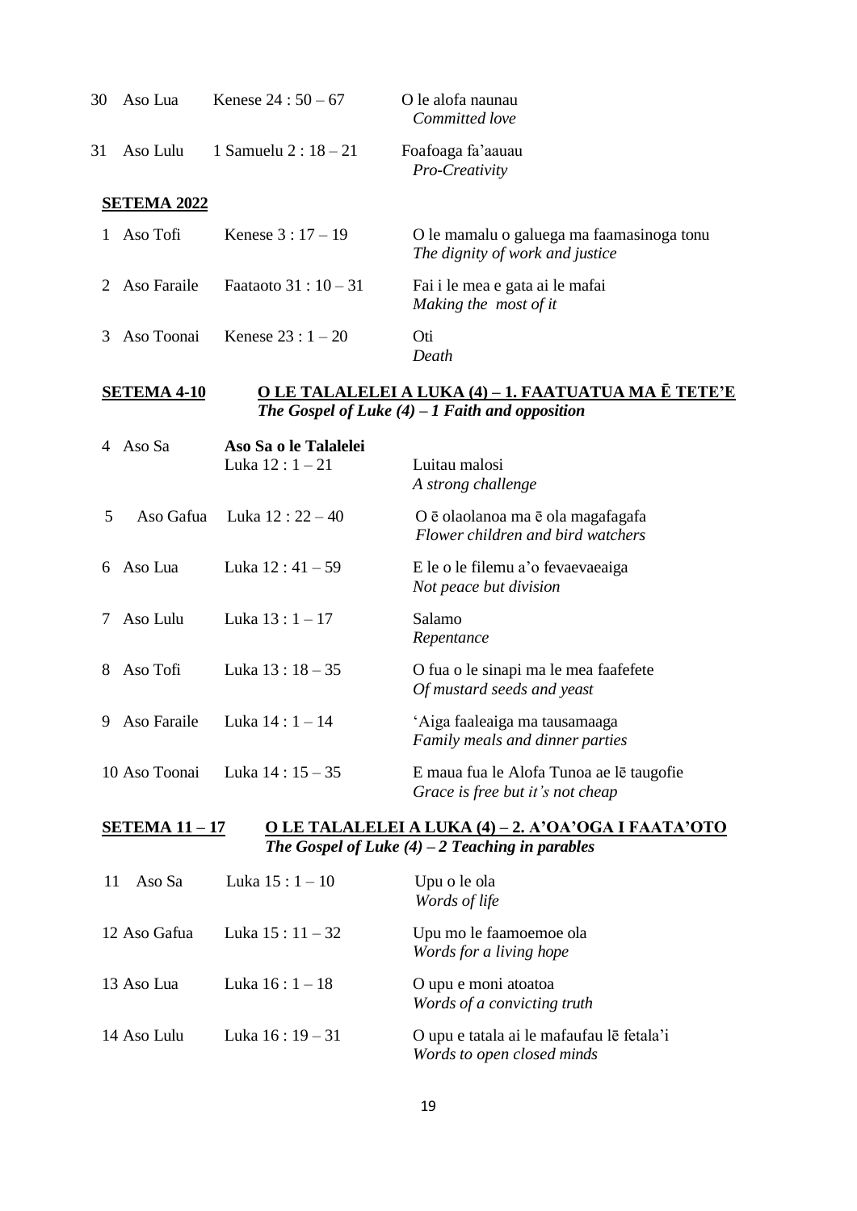| | | | |
|---|---|---|---|
| 30 | Aso Lua | Kenese 24 : 50 – 67 | O le alofa naunau<br>*Committed love* |
| 31 | Aso Lulu | 1 Samuelu 2 : 18 – 21 | Foafoaga fa'aauau<br>*Pro-Creativity* |

**SETEMA 2022**

| | | | |
|---|---|---|---|
| 1 | Aso Tofi | Kenese 3 : 17 – 19 | O le mamalu o galuega ma faamasinoga tonu<br>*The dignity of work and justice* |
| 2 | Aso Faraile | Faataoto 31 : 10 – 31 | Fai i le mea e gata ai le mafai<br>*Making the most of it* |
| 3 | Aso Toonai | Kenese 23 : 1 – 20 | Oti<br>*Death* |

**SETEMA 4-10** **O LE TALALELEI A LUKA (4) – 1. FAATUATUA MA Ē TETE'E**
***The Gospel of Luke (4) – 1 Faith and opposition***

| | | | |
|---|---|---|---|
| 4 | Aso Sa | **Aso Sa o le Talalelei**<br>Luka 12 : 1 – 21 | Luitau malosi<br>*A strong challenge* |
| 5 | Aso Gafua | Luka 12 : 22 – 40 | O ē olaolanoa ma ē ola magafagafa<br>*Flower children and bird watchers* |
| 6 | Aso Lua | Luka 12 : 41 – 59 | E le o le filemu a'o fevaevaeaiga<br>*Not peace but division* |
| 7 | Aso Lulu | Luka 13 : 1 – 17 | Salamo<br>*Repentance* |
| 8 | Aso Tofi | Luka 13 : 18 – 35 | O fua o le sinapi ma le mea faafefete<br>*Of mustard seeds and yeast* |
| 9 | Aso Faraile | Luka 14 : 1 – 14 | 'Aiga faaleaiga ma tausamaaga<br>*Family meals and dinner parties* |
| 10 | Aso Toonai | Luka 14 : 15 – 35 | E maua fua le Alofa Tunoa ae lē taugofie<br>*Grace is free but it's not cheap* |

**SETEMA 11 – 17** **O LE TALALELEI A LUKA (4) – 2. A'OA'OGA I FAATA'OTO**
***The Gospel of Luke (4) – 2 Teaching in parables***

| | | | |
|---|---|---|---|
| 11 | Aso Sa | Luka 15 : 1 – 10 | Upu o le ola<br>*Words of life* |
| 12 | Aso Gafua | Luka 15 : 11 – 32 | Upu mo le faamoemoe ola<br>*Words for a living hope* |
| 13 | Aso Lua | Luka 16 : 1 – 18 | O upu e moni atoatoa<br>*Words of a convicting truth* |
| 14 | Aso Lulu | Luka 16 : 19 – 31 | O upu e tatala ai le mafaufau lē fetala'i<br>*Words to open closed minds* |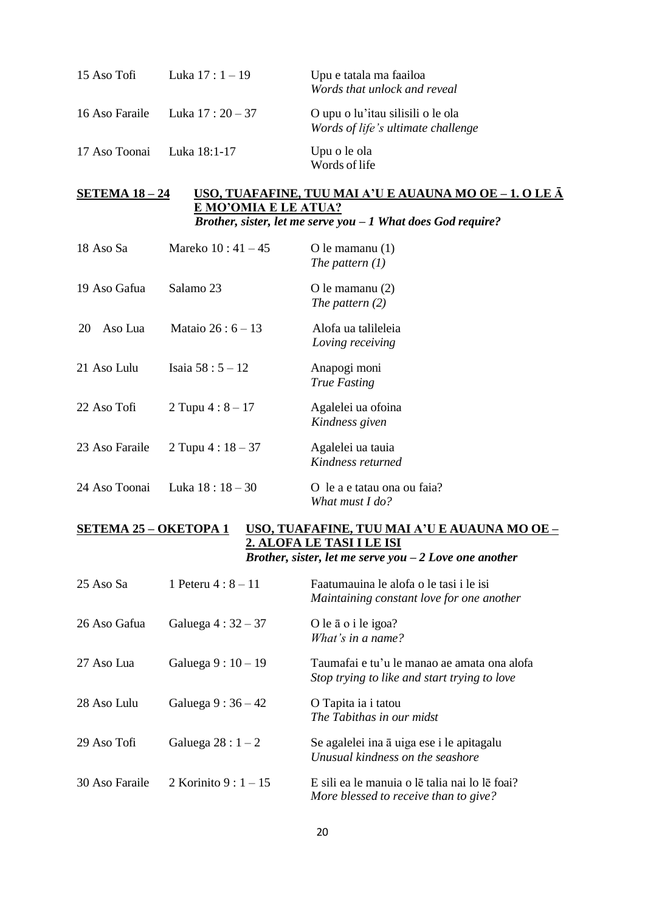| | | |
|---|---|---|
| 15 Aso Tofi | Luka 17 : 1 – 19 | Upu e tatala ma faailoa<br>*Words that unlock and reveal* |
| 16 Aso Faraile | Luka 17 : 20 – 37 | O upu o lu'itau silisili o le ola<br>*Words of life's ultimate challenge* |
| 17 Aso Toonai | Luka 18:1-17 | Upu o le ola<br>Words of life |

**<u>SETEMA 18 – 24</u>** **<u>USO, TUAFAFINE, TUU MAI A'U E AUAUNA MO OE – 1. O LE Ā E MO'OMIA E LE ATUA?</u>**
***Brother, sister, let me serve you – 1 What does God require?***

| | | |
|---|---|---|
| 18 Aso Sa | Mareko 10 : 41 – 45 | O le mamanu (1)<br>*The pattern (1)* |
| 19 Aso Gafua | Salamo 23 | O le mamanu (2)<br>*The pattern (2)* |
| 20 Aso Lua | Mataio 26 : 6 – 13 | Alofa ua talileleia<br>*Loving receiving* |
| 21 Aso Lulu | Isaia 58 : 5 – 12 | Anapogi moni<br>*True Fasting* |
| 22 Aso Tofi | 2 Tupu 4 : 8 – 17 | Agalelei ua ofoina<br>*Kindness given* |
| 23 Aso Faraile | 2 Tupu 4 : 18 – 37 | Agalelei ua tauia<br>*Kindness returned* |
| 24 Aso Toonai | Luka 18 : 18 – 30 | O le a e tatau ona ou faia?<br>*What must I do?* |

**<u>SETEMA 25 – OKETOPA 1</u>** **<u>USO, TUAFAFINE, TUU MAI A'U E AUAUNA MO OE – 2. ALOFA LE TASI I LE ISI</u>**
***Brother, sister, let me serve you – 2 Love one another***

| | | |
|---|---|---|
| 25 Aso Sa | 1 Peteru 4 : 8 – 11 | Faatumauina le alofa o le tasi i le isi<br>*Maintaining constant love for one another* |
| 26 Aso Gafua | Galuega 4 : 32 – 37 | O le ā o i le igoa?<br>*What's in a name?* |
| 27 Aso Lua | Galuega 9 : 10 – 19 | Taumafai e tu'u le manao ae amata ona alofa<br>*Stop trying to like and start trying to love* |
| 28 Aso Lulu | Galuega 9 : 36 – 42 | O Tapita ia i tatou<br>*The Tabithas in our midst* |
| 29 Aso Tofi | Galuega 28 : 1 – 2 | Se agalelei ina ā uiga ese i le apitagalu<br>*Unusual kindness on the seashore* |
| 30 Aso Faraile | 2 Korinito 9 : 1 – 15 | E sili ea le manuia o lē talia nai lo lē foai?<br>*More blessed to receive than to give?* |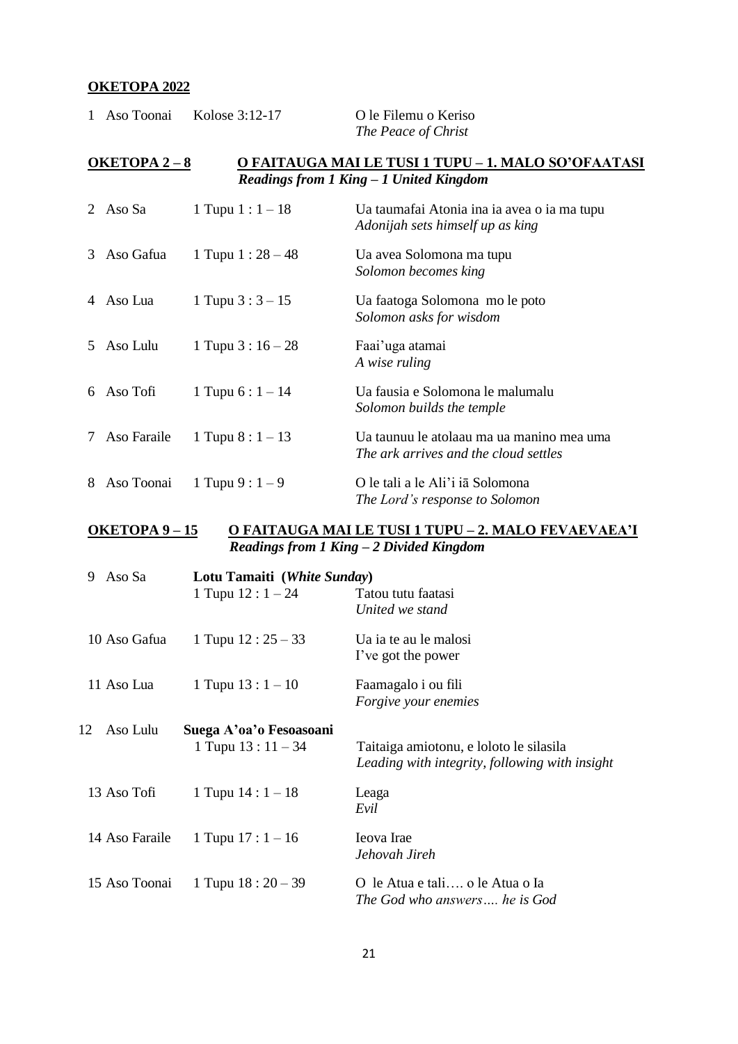**OKETOPA 2022**

| | | | |
|---|---|---|---|
| 1 | Aso Toonai | Kolose 3:12-17 | O le Filemu o Keriso<br>*The Peace of Christ* |

**OKETOPA 2 – 8** **O FAITAUGA MAI LE TUSI 1 TUPU – 1. MALO SO'OFAATASI**
***Readings from 1 King – 1 United Kingdom***

| | | | |
|---|---|---|---|
| 2 | Aso Sa | 1 Tupu 1 : 1 – 18 | Ua taumafai Atonia ina ia avea o ia ma tupu<br>*Adonijah sets himself up as king* |
| 3 | Aso Gafua | 1 Tupu 1 : 28 – 48 | Ua avea Solomona ma tupu<br>*Solomon becomes king* |
| 4 | Aso Lua | 1 Tupu 3 : 3 – 15 | Ua faatoga Solomona mo le poto<br>*Solomon asks for wisdom* |
| 5 | Aso Lulu | 1 Tupu 3 : 16 – 28 | Faai'uga atamai<br>*A wise ruling* |
| 6 | Aso Tofi | 1 Tupu 6 : 1 – 14 | Ua fausia e Solomona le malumalu<br>*Solomon builds the temple* |
| 7 | Aso Faraile | 1 Tupu 8 : 1 – 13 | Ua taunuu le atolaau ma ua manino mea uma<br>*The ark arrives and the cloud settles* |
| 8 | Aso Toonai | 1 Tupu 9 : 1 – 9 | O le tali a le Ali'i iā Solomona<br>*The Lord's response to Solomon* |

**OKETOPA 9 – 15** **O FAITAUGA MAI LE TUSI 1 TUPU – 2. MALO FEVAEVAEA'I**
***Readings from 1 King – 2 Divided Kingdom***

| | | | |
|---|---|---|---|
| 9 | Aso Sa | **Lotu Tamaiti (*White Sunday*)**<br>1 Tupu 12 : 1 – 24 | Tatou tutu faatasi<br>*United we stand* |
| 10 | Aso Gafua | 1 Tupu 12 : 25 – 33 | Ua ia te au le malosi<br>I've got the power |
| 11 | Aso Lua | 1 Tupu 13 : 1 – 10 | Faamagalo i ou fili<br>*Forgive your enemies* |
| 12 | Aso Lulu | **Suega A'oa'o Fesoasoani**<br>1 Tupu 13 : 11 – 34 | Taitaiga amiotonu, e loloto le silasila<br>*Leading with integrity, following with insight* |
| 13 | Aso Tofi | 1 Tupu 14 : 1 – 18 | Leaga<br>*Evil* |
| 14 | Aso Faraile | 1 Tupu 17 : 1 – 16 | Ieova Irae<br>*Jehovah Jireh* |
| 15 | Aso Toonai | 1 Tupu 18 : 20 – 39 | O le Atua e tali…. o le Atua o Ia<br>*The God who answers…. he is God* |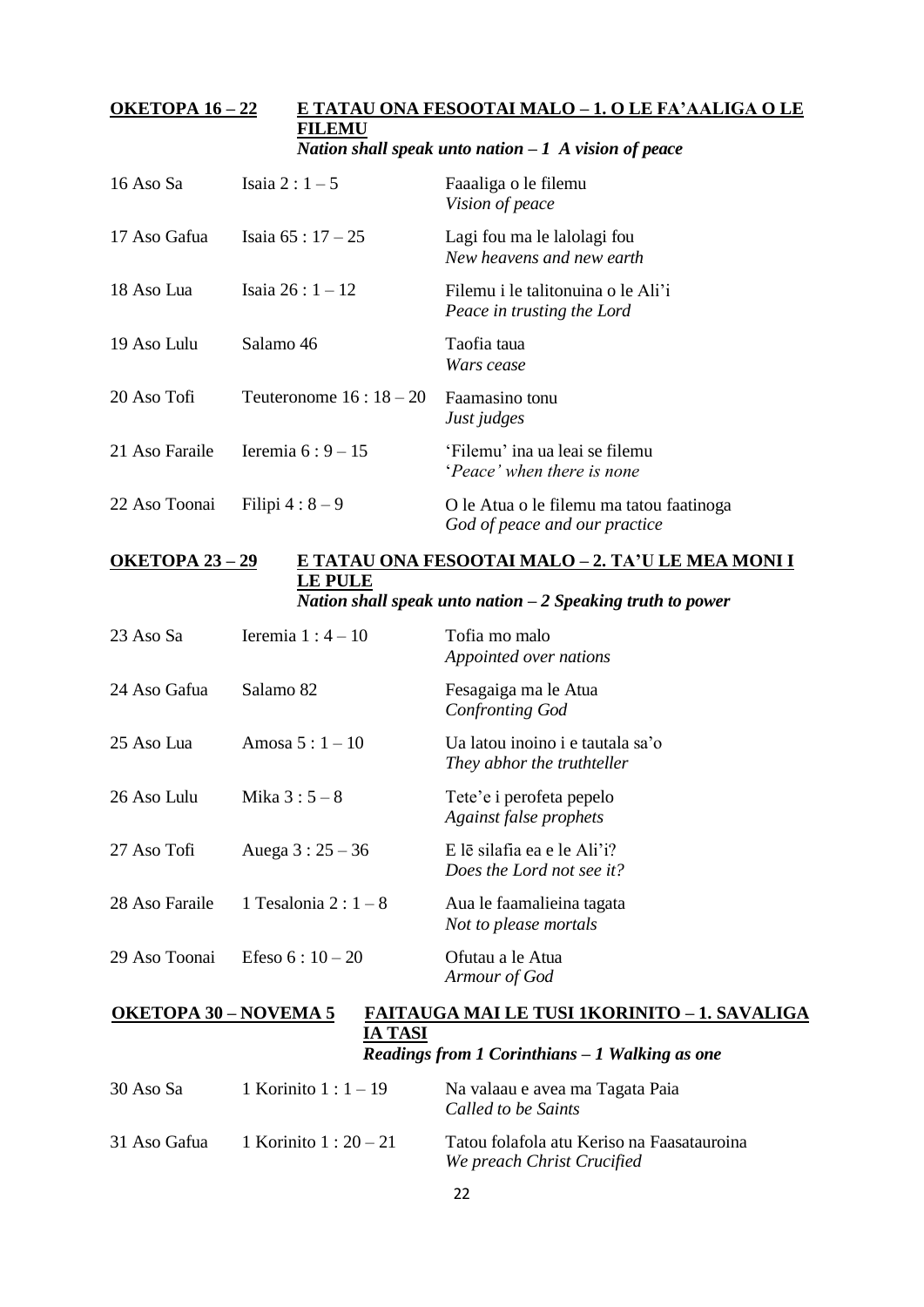**OKETOPA 16 – 22** **E TATAU ONA FESOOTAI MALO – 1. O LE FA'AALIGA O LE FILEMU**
*Nation shall speak unto nation – 1 A vision of peace*

| | | |
|---|---|---|
| 16 Aso Sa | Isaia 2 : 1 – 5 | Faaaliga o le filemu<br>*Vision of peace* |
| 17 Aso Gafua | Isaia 65 : 17 – 25 | Lagi fou ma le lalolagi fou<br>*New heavens and new earth* |
| 18 Aso Lua | Isaia 26 : 1 – 12 | Filemu i le talitonuina o le Ali'i<br>*Peace in trusting the Lord* |
| 19 Aso Lulu | Salamo 46 | Taofia taua<br>*Wars cease* |
| 20 Aso Tofi | Teuteronome 16 : 18 – 20 | Faamasino tonu<br>*Just judges* |
| 21 Aso Faraile | Ieremia 6 : 9 – 15 | 'Filemu' ina ua leai se filemu<br>'*Peace' when there is none* |
| 22 Aso Toonai | Filipi 4 : 8 – 9 | O le Atua o le filemu ma tatou faatinoga<br>*God of peace and our practice* |

**OKETOPA 23 – 29** **E TATAU ONA FESOOTAI MALO – 2. TA'U LE MEA MONI I LE PULE**
*Nation shall speak unto nation – 2 Speaking truth to power*

| | | |
|---|---|---|
| 23 Aso Sa | Ieremia 1 : 4 – 10 | Tofia mo malo<br>*Appointed over nations* |
| 24 Aso Gafua | Salamo 82 | Fesagaiga ma le Atua<br>*Confronting God* |
| 25 Aso Lua | Amosa 5 : 1 – 10 | Ua latou inoino i e tautala sa'o<br>*They abhor the truthteller* |
| 26 Aso Lulu | Mika 3 : 5 – 8 | Tete'e i perofeta pepelo<br>*Against false prophets* |
| 27 Aso Tofi | Auega 3 : 25 – 36 | E lē silafia ea e le Ali'i?<br>*Does the Lord not see it?* |
| 28 Aso Faraile | 1 Tesalonia 2 : 1 – 8 | Aua le faamalieina tagata<br>*Not to please mortals* |
| 29 Aso Toonai | Efeso 6 : 10 – 20 | Ofutau a le Atua<br>*Armour of God* |

**OKETOPA 30 – NOVEMA 5** **FAITAUGA MAI LE TUSI 1KORINITO – 1. SAVALIGA IA TASI**
***Readings from 1 Corinthians – 1 Walking as one***

| | | |
|---|---|---|
| 30 Aso Sa | 1 Korinito 1 : 1 – 19 | Na valaau e avea ma Tagata Paia<br>*Called to be Saints* |
| 31 Aso Gafua | 1 Korinito 1 : 20 – 21 | Tatou folafola atu Keriso na Faasatauroina<br>*We preach Christ Crucified* |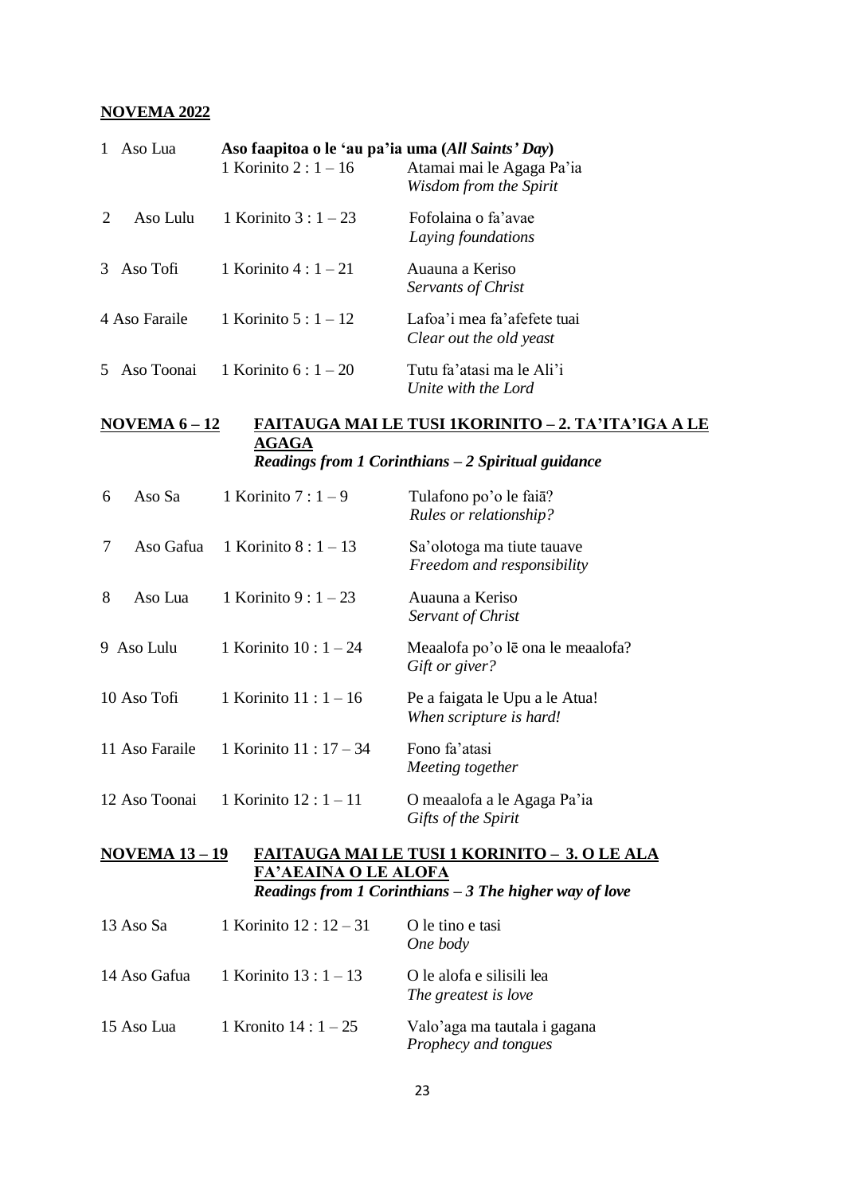**NOVEMA 2022**

| | | | |
|---|---|---|---|
| 1 Aso Lua | **Aso faapitoa o le 'au pa'ia uma (*All Saints' Day*)** | | |
| | 1 Korinito 2 : 1 – 16 | Atamai mai le Agaga Pa'ia *Wisdom from the Spirit* | |
| 2 Aso Lulu | 1 Korinito 3 : 1 – 23 | Fofolaina o fa'avae *Laying foundations* | |
| 3 Aso Tofi | 1 Korinito 4 : 1 – 21 | Auauna a Keriso *Servants of Christ* | |
| 4 Aso Faraile | 1 Korinito 5 : 1 – 12 | Lafoa'i mea fa'afefete tuai *Clear out the old yeast* | |
| 5 Aso Toonai | 1 Korinito 6 : 1 – 20 | Tutu fa'atasi ma le Ali'i *Unite with the Lord* | |

**NOVEMA 6 – 12** **FAITAUGA MAI LE TUSI 1KORINITO – 2. TA'ITA'IGA A LE AGAGA**
***Readings from 1 Corinthians – 2 Spiritual guidance***

| | | |
|---|---|---|
| 6 Aso Sa | 1 Korinito 7 : 1 – 9 | Tulafono po'o le faiā? *Rules or relationship?* |
| 7 Aso Gafua | 1 Korinito 8 : 1 – 13 | Sa'olotoga ma tiute tauave *Freedom and responsibility* |
| 8 Aso Lua | 1 Korinito 9 : 1 – 23 | Auauna a Keriso *Servant of Christ* |
| 9 Aso Lulu | 1 Korinito 10 : 1 – 24 | Meaalofa po'o lē ona le meaalofa? *Gift or giver?* |
| 10 Aso Tofi | 1 Korinito 11 : 1 – 16 | Pe a faigata le Upu a le Atua! *When scripture is hard!* |
| 11 Aso Faraile | 1 Korinito 11 : 17 – 34 | Fono fa'atasi *Meeting together* |
| 12 Aso Toonai | 1 Korinito 12 : 1 – 11 | O meaalofa a le Agaga Pa'ia *Gifts of the Spirit* |

**NOVEMA 13 – 19** **FAITAUGA MAI LE TUSI 1 KORINITO – 3. O LE ALA FA'AEAINA O LE ALOFA**
***Readings from 1 Corinthians – 3 The higher way of love***

| | | |
|---|---|---|
| 13 Aso Sa | 1 Korinito 12 : 12 – 31 | O le tino e tasi *One body* |
| 14 Aso Gafua | 1 Korinito 13 : 1 – 13 | O le alofa e silisili lea *The greatest is love* |
| 15 Aso Lua | 1 Kronito 14 : 1 – 25 | Valo'aga ma tautala i gagana *Prophecy and tongues* |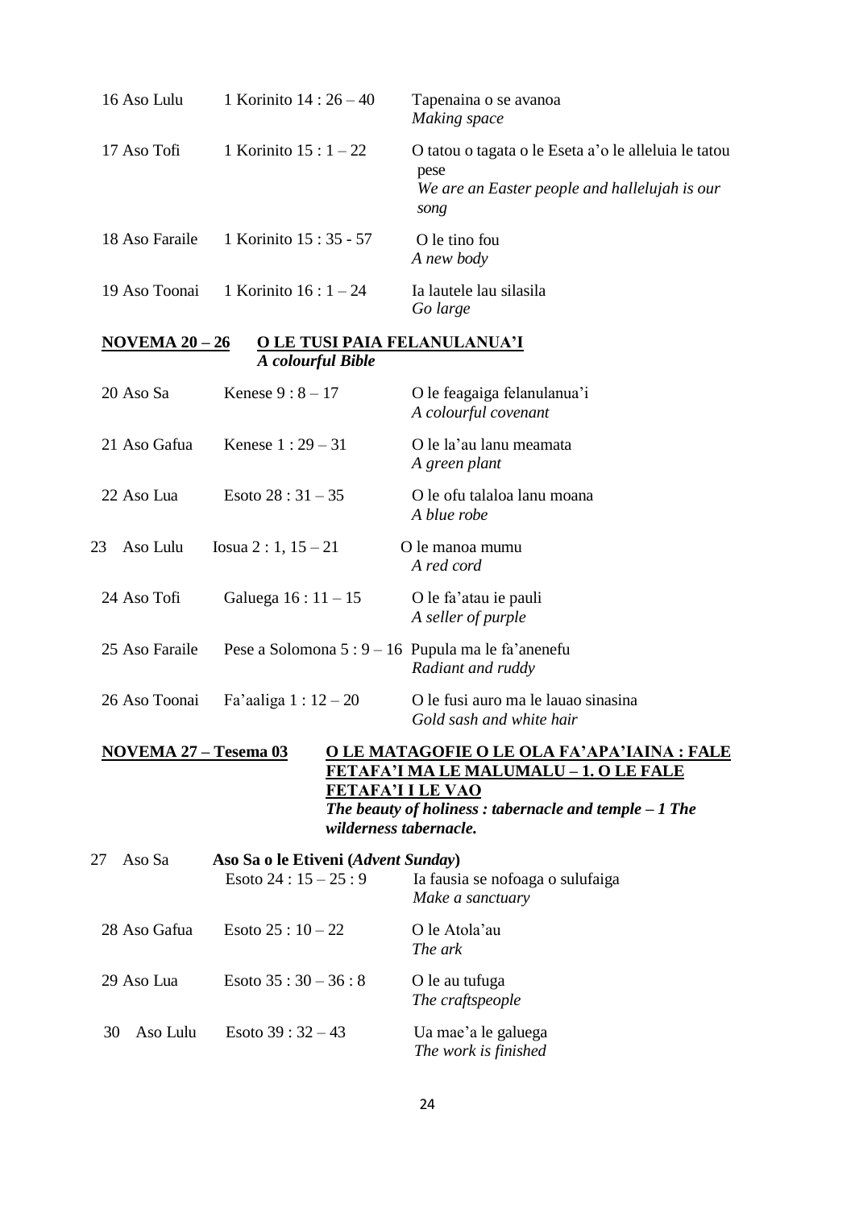| | | |
|---|---|---|
| 16 Aso Lulu | 1 Korinito 14 : 26 – 40 | Tapenaina o se avanoa<br>*Making space* |
| 17 Aso Tofi | 1 Korinito 15 : 1 – 22 | O tatou o tagata o le Eseta a'o le alleluia le tatou pese<br>*We are an Easter people and hallelujah is our song* |
| 18 Aso Faraile | 1 Korinito 15 : 35 - 57 | O le tino fou<br>*A new body* |
| 19 Aso Toonai | 1 Korinito 16 : 1 – 24 | Ia lautele lau silasila<br>*Go large* |

**NOVEMA 20 – 26** **O LE TUSI PAIA FELANULANUA'I**
***A colourful Bible***

| | | |
|---|---|---|
| 20 Aso Sa | Kenese 9 : 8 – 17 | O le feagaiga felanulanua'i<br>*A colourful covenant* |
| 21 Aso Gafua | Kenese 1 : 29 – 31 | O le la'au lanu meamata<br>*A green plant* |
| 22 Aso Lua | Esoto 28 : 31 – 35 | O le ofu talaloa lanu moana<br>*A blue robe* |
| 23 Aso Lulu | Iosua 2 : 1, 15 – 21 | O le manoa mumu<br>*A red cord* |
| 24 Aso Tofi | Galuega 16 : 11 – 15 | O le fa'atau ie pauli<br>*A seller of purple* |
| 25 Aso Faraile | Pese a Solomona 5 : 9 – 16 | Pupula ma le fa'anenefu<br>*Radiant and ruddy* |
| 26 Aso Toonai | Fa'aaliga 1 : 12 – 20 | O le fusi auro ma le lauao sinasina<br>*Gold sash and white hair* |

**NOVEMA 27 – Tesema 03** **O LE MATAGOFIE O LE OLA FA'APA'IAINA : FALE FETAFA'I MA LE MALUMALU – 1. O LE FALE FETAFA'I I LE VAO**
***The beauty of holiness : tabernacle and temple – 1 The wilderness tabernacle.***

| | | |
|---|---|---|
| 27 Aso Sa | **Aso Sa o le Etiveni (*Advent Sunday*)**<br>Esoto 24 : 15 – 25 : 9 | Ia fausia se nofoaga o sulufaiga<br>*Make a sanctuary* |
| 28 Aso Gafua | Esoto 25 : 10 – 22 | O le Atola'au<br>*The ark* |
| 29 Aso Lua | Esoto 35 : 30 – 36 : 8 | O le au tufuga<br>*The craftspeople* |
| 30 Aso Lulu | Esoto 39 : 32 – 43 | Ua mae'a le galuega<br>*The work is finished* |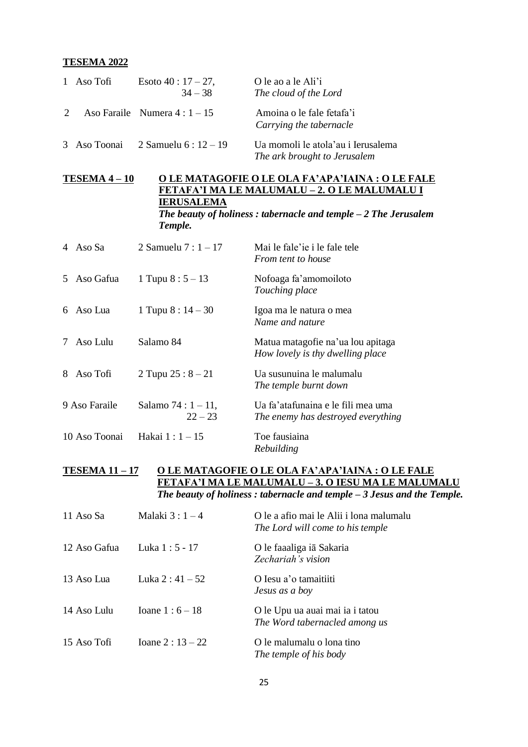**TESEMA 2022**

| | | | |
|---|---|---|---|
| 1 | Aso Tofi | Esoto 40 : 17 – 27, 34 – 38 | O le ao a le Ali'i<br>*The cloud of the Lord* |
| 2 | Aso Faraile | Numera 4 : 1 – 15 | Amoina o le fale fetafa'i<br>*Carrying the tabernacle* |
| 3 | Aso Toonai | 2 Samuelu 6 : 12 – 19 | Ua momoli le atola'au i Ierusalema<br>*The ark brought to Jerusalem* |

**TESEMA 4 – 10** **O LE MATAGOFIE O LE OLA FA'APA'IAINA : O LE FALE FETAFA'I MA LE MALUMALU – 2. O LE MALUMALU I IERUSALEMA**
***The beauty of holiness : tabernacle and temple – 2 The Jerusalem Temple.***

| | | | |
|---|---|---|---|
| 4 | Aso Sa | 2 Samuelu 7 : 1 – 17 | Mai le fale'ie i le fale tele<br>*From tent to house* |
| 5 | Aso Gafua | 1 Tupu 8 : 5 – 13 | Nofoaga fa'amomoiloto<br>*Touching place* |
| 6 | Aso Lua | 1 Tupu 8 : 14 – 30 | Igoa ma le natura o mea<br>*Name and nature* |
| 7 | Aso Lulu | Salamo 84 | Matua matagofie na'ua lou apitaga<br>*How lovely is thy dwelling place* |
| 8 | Aso Tofi | 2 Tupu 25 : 8 – 21 | Ua susunuina le malumalu<br>*The temple burnt down* |
| 9 | Aso Faraile | Salamo 74 : 1 – 11, 22 – 23 | Ua fa'atafunaina e le fili mea uma<br>*The enemy has destroyed everything* |
| 10 | Aso Toonai | Hakai 1 : 1 – 15 | Toe fausiaina<br>*Rebuilding* |

**TESEMA 11 – 17** **O LE MATAGOFIE O LE OLA FA'APA'IAINA : O LE FALE FETAFA'I MA LE MALUMALU – 3. O IESU MA LE MALUMALU**
***The beauty of holiness : tabernacle and temple – 3 Jesus and the Temple.***

| | | | |
|---|---|---|---|
| 11 | Aso Sa | Malaki 3 : 1 – 4 | O le a afio mai le Alii i lona malumalu<br>*The Lord will come to his temple* |
| 12 | Aso Gafua | Luka 1 : 5 - 17 | O le faaaliga iā Sakaria<br>*Zechariah's vision* |
| 13 | Aso Lua | Luka 2 : 41 – 52 | O Iesu a'o tamaitiiti<br>*Jesus as a boy* |
| 14 | Aso Lulu | Ioane 1 : 6 – 18 | O le Upu ua auai mai ia i tatou<br>*The Word tabernacled among us* |
| 15 | Aso Tofi | Ioane 2 : 13 – 22 | O le malumalu o lona tino<br>*The temple of his body* |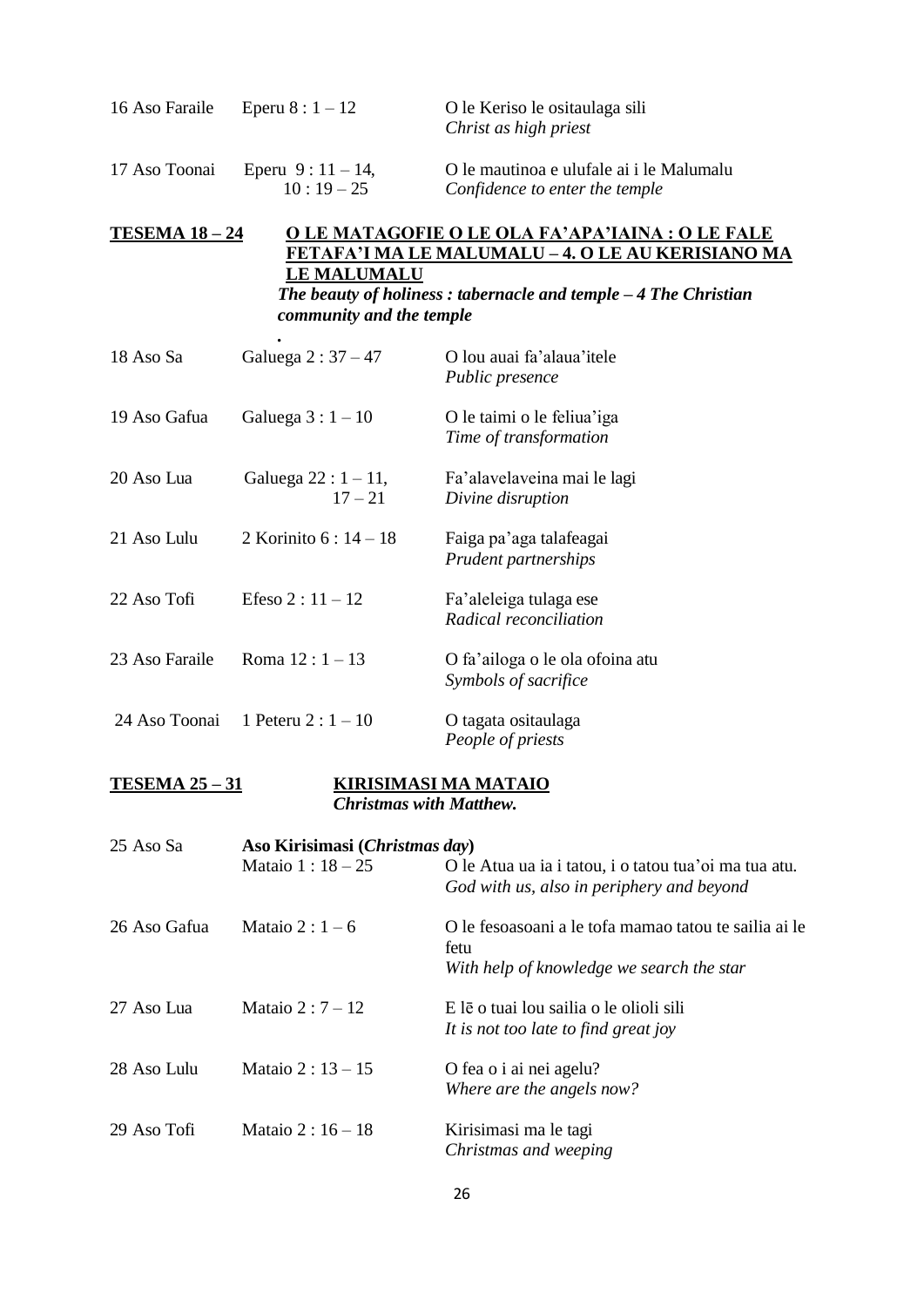| | | |
|---|---|---|
| 16 Aso Faraile | Eperu 8 : 1 – 12 | O le Keriso le ositaulaga sili<br>*Christ as high priest* |
| 17 Aso Toonai | Eperu 9 : 11 – 14,<br>10 : 19 – 25 | O le mautinoa e ulufale ai i le Malumalu<br>*Confidence to enter the temple* |

**TESEMA 18 – 24** **O LE MATAGOFIE O LE OLA FA'APA'IAINA : O LE FALE FETAFA'I MA LE MALUMALU – 4. O LE AU KERISIANO MA LE MALUMALU**
***The beauty of holiness : tabernacle and temple – 4 The Christian community and the temple***

| | | |
|---|---|---|
| 18 Aso Sa | Galuega 2 : 37 – 47 | O lou auai fa'alaua'itele<br>*Public presence* |
| 19 Aso Gafua | Galuega 3 : 1 – 10 | O le taimi o le feliua'iga<br>*Time of transformation* |
| 20 Aso Lua | Galuega 22 : 1 – 11,<br>17 – 21 | Fa'alavelaveina mai le lagi<br>*Divine disruption* |
| 21 Aso Lulu | 2 Korinito 6 : 14 – 18 | Faiga pa'aga talafeagai<br>*Prudent partnerships* |
| 22 Aso Tofi | Efeso 2 : 11 – 12 | Fa'aleleiga tulaga ese<br>*Radical reconciliation* |
| 23 Aso Faraile | Roma 12 : 1 – 13 | O fa'ailoga o le ola ofoina atu<br>*Symbols of sacrifice* |
| 24 Aso Toonai | 1 Peteru 2 : 1 – 10 | O tagata ositaulaga<br>*People of priests* |

**TESEMA 25 – 31** **KIRISIMASI MA MATAIO**
***Christmas with Matthew.***

| | | |
|---|---|---|
| 25 Aso Sa | **Aso Kirisimasi (*Christmas day*)**<br>Mataio 1 : 18 – 25 | O le Atua ua ia i tatou, i o tatou tua'oi ma tua atu.<br>*God with us, also in periphery and beyond* |
| 26 Aso Gafua | Mataio 2 : 1 – 6 | O le fesoasoani a le tofa mamao tatou te sailia ai le fetu<br>*With help of knowledge we search the star* |
| 27 Aso Lua | Mataio 2 : 7 – 12 | E lē o tuai lou sailia o le olioli sili<br>*It is not too late to find great joy* |
| 28 Aso Lulu | Mataio 2 : 13 – 15 | O fea o i ai nei agelu?<br>*Where are the angels now?* |
| 29 Aso Tofi | Mataio 2 : 16 – 18 | Kirisimasi ma le tagi<br>*Christmas and weeping* |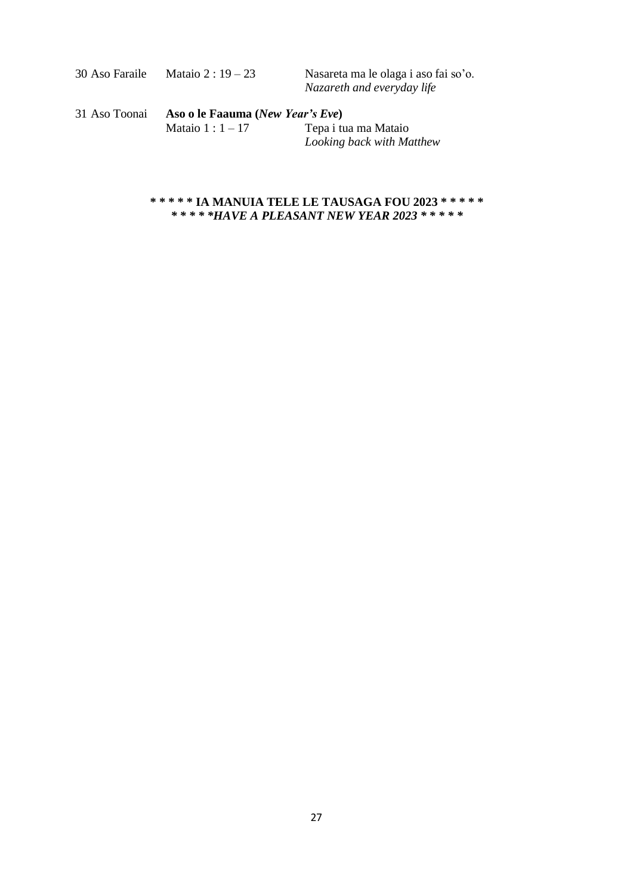30 Aso Faraile Mataio 2 : 19 – 23 Nasareta ma le olaga i aso fai so'o.
*Nazareth and everyday life*

31 Aso Toonai **Aso o le Faauma (*New Year's Eve*)**
Mataio 1 : 1 – 17 Tepa i tua ma Mataio
*Looking back with Matthew*

**\* \* \* \* \* IA MANUIA TELE LE TAUSAGA FOU 2023 \* \* \* \* \***
***\* \* \* \* \*HAVE A PLEASANT NEW YEAR 2023 \* \* \* \* \****